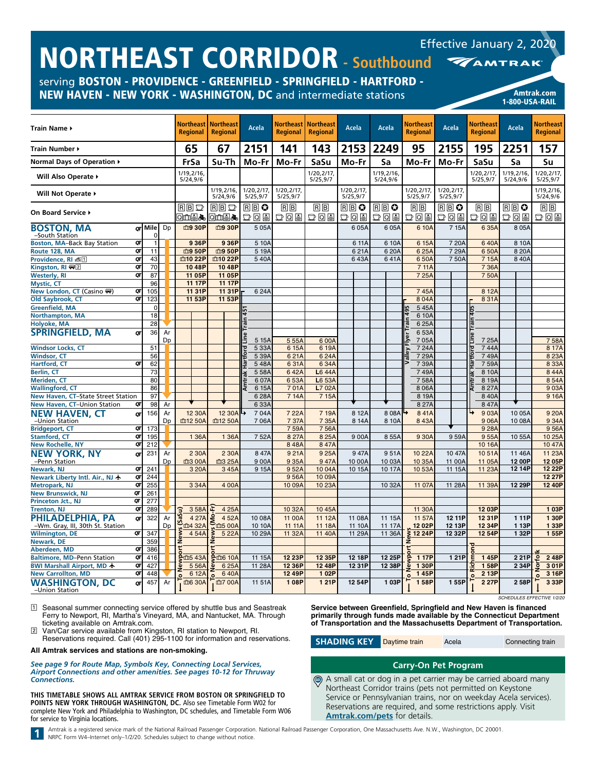# NORTHEAST CORRIDOR - Southbound

Effective January 2, 2020

AMTRAK

serving **BOSTON - PROVIDENCE - GREENFIELD - SPRINGFIELD - HARTFORD - NEW HAVEN - NEW YORK - WASHINGTON, DC** and intermediate stations

**Amtrak.com**
**1-800-USA-RAIL**

| Train Name ▸ | | | | Northeast Regional | Northeast Regional | Acela | Northeast Regional | Northeast Regional | Acela | Acela | Northeast Regional | Acela | Northeast Regional | Acela | Northeast Regional |
|---|---|---|---|---|---|---|---|---|---|---|---|---|---|---|---|
| **Train Number ▸** | | | | **65** | **67** | **2151** | **141** | **143** | **2153** | **2249** | **95** | **2155** | **195** | **2251** | **157** |
| **Normal Days of Operation ▸** | | | | **FrSa** | **Su-Th** | **Mo-Fr** | **Mo-Fr** | **SaSu** | **Mo-Fr** | **Sa** | **Mo-Fr** | **Mo-Fr** | **SaSu** | **Sa** | **Su** |
| **Will Also Operate ▸** | | | | 1/19,2/16, 5/24,9/6 | | | | 1/20,2/17, 5/25,9/7 | | 1/19,2/16, 5/24,9/6 | | | 1/20,2/17, 5/25,9/7 | 1/19,2/16, 5/24,9/6 | 1/20,2/17, 5/25,9/7 |
| **Will Not Operate ▸** | | | | | 1/19,2/16, 5/24,9/6 | 1/20,2/17, 5/25,9/7 | 1/20,2/17, 5/25,9/7 | | 1/20,2/17, 5/25,9/7 | | 1/20,2/17, 5/25,9/7 | 1/20,2/17, 5/25,9/7 | | | 1/19,2/16, 5/24,9/6 |
| **On Board Service ▸** | | | | R B | R B | R B | R B | R B | R B | R B | R B | R B | R B | R B | R B |
| **BOSTON, MA** –South Station | QT | Mile 0 | Dp | 9 30P | 9 30P | 5 05A | | | 6 05A | 6 05A | 6 10A | 7 15A | 6 35A | 8 05A | |
| Boston, MA–Back Bay Station | QT | 1 | | 9 36P | 9 36P | 5 10A | | | 6 11A | 6 10A | 6 15A | 7 20A | 6 40A | 8 10A | |
| Route 128, MA | QT | 11 | | 9 50P | 9 50P | 5 19A | | | 6 21A | 6 20A | 6 25A | 7 29A | 6 50A | 8 20A | |
| Providence, RI [1] | QT | 43 | | 10 22P | 10 22P | 5 40A | | | 6 43A | 6 41A | 6 50A | 7 50A | 7 15A | 8 40A | |
| Kingston, RI [2] | QT | 70 | | 10 48P | 10 48P | | | | | | 7 11A | | 7 36A | | |
| Westerly, RI | QT | 87 | | 11 05P | 11 05P | | | | | | 7 25A | | 7 50A | | |
| Mystic, CT | | 96 | | 11 17P | 11 17P | | | | | | | | | | |
| New London, CT (Casino) | QT | 105 | | 11 31P | 11 31P | 6 24A | | | | | 7 45A | | 8 12A | | |
| Old Saybrook, CT | QT | 123 | | 11 53P | 11 53P | | | | | | 8 04A | | 8 31A | | |
| Greenfield, MA | | 0 | | | | | | | | | 5 45A | | | | |
| Northampton, MA | | 18 | | | | | | | | | 6 10A | | | | |
| Holyoke, MA | | 28 | | | | | | | | | 6 25A | | | | |
| **SPRINGFIELD, MA** | QT | 36 | Ar | | | | | | | | 6 53A | | | | |
| | | | Dp | | | 5 15A | 5 55A | 6 00A | | | 7 05A | | 7 25A | | 7 58A |
| Windsor Locks, CT | | 51 | | | | 5 33A | 6 15A | 6 19A | | | 7 24A | | 7 44A | | 8 17A |
| Windsor, CT | | 56 | | | | 5 39A | 6 21A | 6 24A | | | 7 29A | | 7 49A | | 8 23A |
| Hartford, CT | QT | 62 | | | | 5 48A | 6 31A | 6 34A | | | 7 39A | | 7 59A | | 8 33A |
| Berlin, CT | | 73 | | | | 5 58A | 6 42A | L6 44A | | | 7 49A | | 8 10A | | 8 44A |
| Meriden, CT | | 80 | | | | 6 07A | 6 53A | L6 53A | | | 7 58A | | 8 19A | | 8 54A |
| Wallingford, CT | | 86 | | | | 6 15A | 7 01A | L7 02A | | | 8 06A | | 8 27A | | 9 03A |
| New Haven, CT–State Street Station | | 97 | | | | 6 28A | 7 14A | 7 15A | | | 8 19A | | 8 40A | | 9 16A |
| New Haven, CT–Union Station | QT | 98 | Ar | | | 6 33A | | | | | 8 27A | | 8 47A | | |
| **NEW HAVEN, CT** –Union Station | QT | 156 | Ar | 12 30A | 12 30A | 7 04A | 7 22A | 7 19A | 8 12A | 8 08A | 8 41A | | 9 03A | 10 05A | 9 20A |
| | | | Dp | 12 50A | 12 50A | 7 06A | 7 37A | 7 35A | 8 14A | 8 10A | 8 43A | | 9 06A | 10 08A | 9 34A |
| Bridgeport, CT | QT | 173 | | | | | 7 59A | 7 56A | | | | | 9 28A | | 9 56A |
| Stamford, CT | QT | 195 | | 1 36A | 1 36A | 7 52A | 8 27A | 8 25A | 9 00A | 8 55A | 9 30A | 9 59A | 9 55A | 10 55A | 10 25A |
| New Rochelle, NY | QT | 212 | | | | | 8 48A | 8 47A | | | | | 10 16A | | 10 47A |
| **NEW YORK, NY** –Penn Station | QT | 231 | Ar | 2 30A | 2 30A | 8 47A | 9 21A | 9 25A | 9 47A | 9 51A | 10 22A | 10 47A | 10 51A | 11 46A | 11 23A |
| | | | Dp | 3 00A | 3 25A | 9 00A | 9 35A | 9 47A | 10 00A | 10 03A | 10 35A | 11 00A | 11 05A | 12 00P | 12 05P |
| Newark, NJ | QT | 241 | | 3 20A | 3 45A | 9 15A | 9 52A | 10 04A | 10 15A | 10 17A | 10 53A | 11 15A | 11 23A | 12 14P | 12 22P |
| Newark Liberty Intl. Air., NJ ✈ | QT | 244 | | | | | 9 56A | 10 09A | | | | | | | 12 27P |
| Metropark, NJ | QT | 255 | | 3 34A | 4 00A | | 10 09A | 10 23A | | 10 32A | 11 07A | 11 28A | 11 39A | 12 29P | 12 40P |
| New Brunswick, NJ | QT | 261 | | | | | | | | | | | | | |
| Princeton Jct., NJ | QT | 277 | | | | | | | | | | | | | |
| Trenton, NJ | QT | 289 | | 3 58A | 4 25A | | 10 32A | 10 45A | | | 11 30A | | 12 03P | | 1 03P |
| **PHILADELPHIA, PA** –Wm. Gray, III, 30th St. Station | QT | 322 | Ar | 4 27A | 4 52A | 10 08A | 11 00A | 11 12A | 11 08A | 11 15A | 11 57A | 12 11P | 12 31P | 1 11P | 1 30P |
| | | | Dp | 4 32A | 5 00A | 10 10A | 11 11A | 11 18A | 11 10A | 11 17A | 12 02P | 12 13P | 12 34P | 1 13P | 1 33P |
| Wilmington, DE | QT | 347 | | 4 54A | 5 22A | 10 29A | 11 32A | 11 40A | 11 29A | 11 36A | 12 24P | 12 32P | 12 54P | 1 32P | 1 55P |
| Newark, DE | | 359 | | | | | | | | | | | | | |
| Aberdeen, MD | QT | 386 | | | | | | | | | | | | | |
| Baltimore, MD–Penn Station | QT | 416 | | 5 43A | 6 10A | 11 15A | 12 23P | 12 35P | 12 18P | 12 25P | 1 17P | 1 21P | 1 45P | 2 21P | 2 48P |
| BWI Marshall Airport, MD ✈ | QT | 427 | | 5 56A | 6 25A | 11 28A | 12 36P | 12 48P | 12 31P | 12 38P | 1 30P | | 1 58P | 2 34P | 3 01P |
| New Carrollton, MD | QT | 448 | | 6 12A | 6 40A | | 12 49P | 1 02P | | | 1 45P | | 2 13P | | 3 16P |
| **WASHINGTON, DC** –Union Station | QT | 457 | Ar | 6 30A | 7 00A | 11 51A | 1 08P | 1 21P | 12 54P | 1 03P | 1 58P | 1 55P | 2 27P | 2 58P | 3 33P |
| Notes | | | | To Newport News (SaSu) | To Newport News (Mo-Fr) | Springfield–New Haven: Amtrak Hartford Line Train 451 | | | | | Greenfield–New Haven: Valley Flyer Train 495; To Newport News | | Springfield–New Haven: Amtrak Hartford Line Train 405; To Richmond | | To Norfolk |

SCHEDULES EFFECTIVE 1/2/20

[1] Seasonal summer connecting service offered by shuttle bus and Seastreak Ferry to Newport, RI, Martha's Vineyard, MA, and Nantucket, MA. Through ticketing available on Amtrak.com.
[2] Van/Car service available from Kingston, RI station to Newport, RI. Reservations required. Call (401) 295-1100 for information and reservations.

**All Amtrak services and stations are non-smoking.**

*See page 9 for Route Map, Symbols Key, Connecting Local Services, Airport Connections and other amenities. See pages 10-12 for Thruway Connections.*

**THIS TIMETABLE SHOWS ALL AMTRAK SERVICE FROM BOSTON OR SPRINGFIELD TO POINTS NEW YORK THROUGH WASHINGTON, DC.** Also see Timetable Form W02 for complete New York and Philadelphia to Washington, DC schedules, and Timetable Form W06 for service to Virginia locations.

**Service between Greenfield, Springfield and New Haven is financed primarily through funds made available by the Connecticut Department of Transportation and the Massachusetts Department of Transportation.**

**SHADING KEY** Daytime train | Acela | Connecting train

### Carry-On Pet Program

A small cat or dog in a pet carrier may be carried aboard many Northeast Corridor trains (pets not permitted on Keystone Service or Pennsylvanian trains, nor on weekday Acela services). Reservations are required, and some restrictions apply. Visit **Amtrak.com/pets** for details.

Amtrak is a registered service mark of the National Railroad Passenger Corporation. National Railroad Passenger Corporation, One Massachusetts Ave. N.W., Washington, DC 20001. NRPC Form W4–Internet only–1/2/20. Schedules subject to change without notice.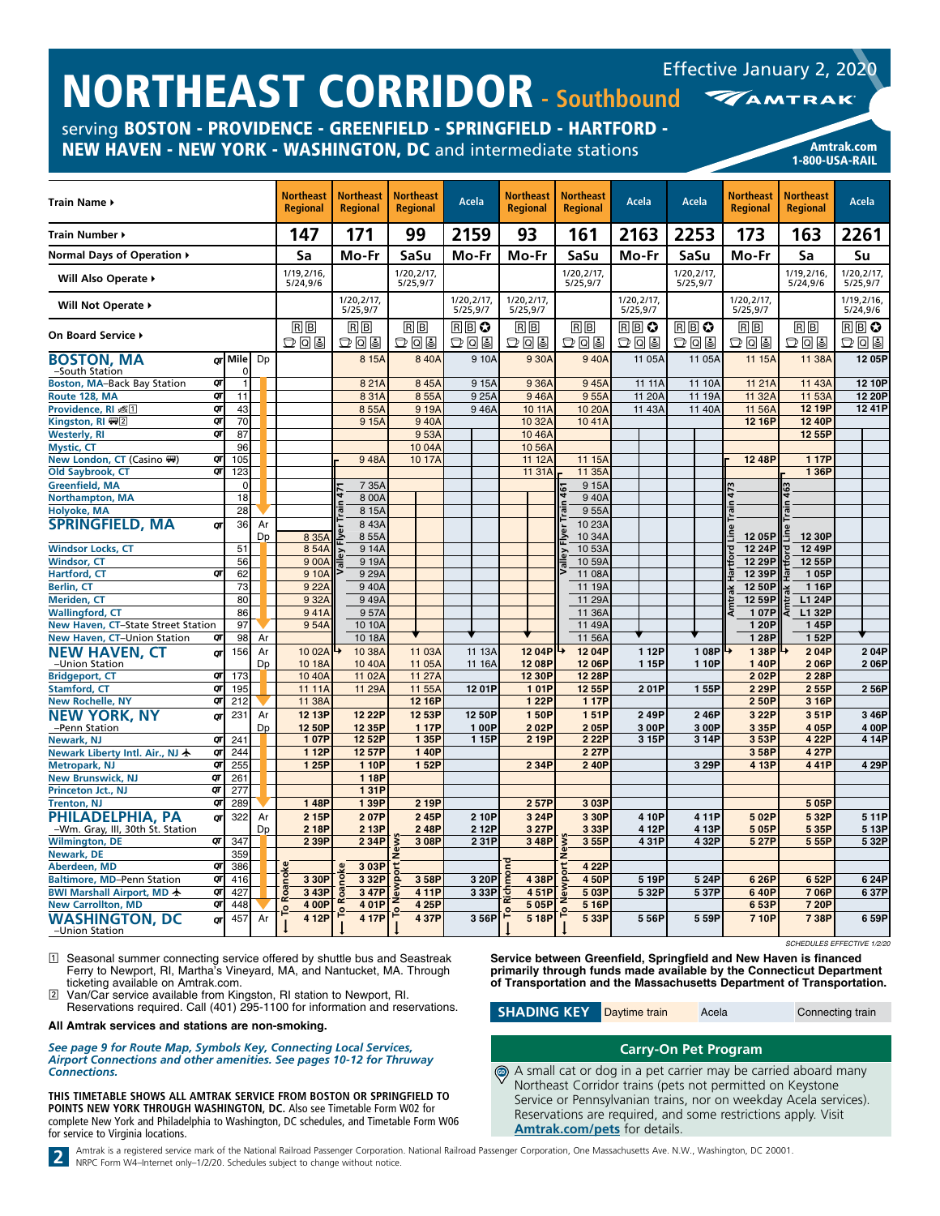# NORTHEAST CORRIDOR - Southbound

Effective January 2, 2020

serving **BOSTON - PROVIDENCE - GREENFIELD - SPRINGFIELD - HARTFORD - NEW HAVEN - NEW YORK - WASHINGTON, DC** and intermediate stations

AMTRAK — Amtrak.com 1-800-USA-RAIL

| Train Name ▸ | | | | Northeast Regional | Northeast Regional | Northeast Regional | Acela | Northeast Regional | Northeast Regional | Acela | Acela | Northeast Regional | Northeast Regional | Acela |
|---|---|---|---|---|---|---|---|---|---|---|---|---|---|---|
| Train Number ▸ | | | | 147 | 171 | 99 | 2159 | 93 | 161 | 2163 | 2253 | 173 | 163 | 2261 |
| Normal Days of Operation ▸ | | | | Sa | Mo-Fr | SaSu | Mo-Fr | Mo-Fr | SaSu | Mo-Fr | SaSu | Mo-Fr | Sa | Su |
| Will Also Operate ▸ | | | | 1/19,2/16, 5/24,9/6 | | 1/20,2/17, 5/25,9/7 | | | 1/20,2/17, 5/25,9/7 | | 1/20,2/17, 5/25,9/7 | | 1/19,2/16, 5/24,9/6 | 1/20,2/17, 5/25,9/7 |
| Will Not Operate ▸ | | | | | 1/20,2/17, 5/25,9/7 | | 1/20,2/17, 5/25,9/7 | 1/20,2/17, 5/25,9/7 | | 1/20,2/17, 5/25,9/7 | | 1/20,2/17, 5/25,9/7 | | 1/19,2/16, 5/24,9/6 |
| On Board Service ▸ | | | | R B | R B | R B | R B | R B | R B | R B | R B | R B | R B | R B |
| **BOSTON, MA** –South Station | qt | 0 | Dp | | 8 15A | 8 40A | 9 10A | 9 30A | 9 40A | 11 05A | 11 05A | 11 15A | 11 38A | 12 05P |
| Boston, MA–Back Bay Station | qt | 1 | | | 8 21A | 8 45A | 9 15A | 9 36A | 9 45A | 11 11A | 11 10A | 11 21A | 11 43A | 12 10P |
| Route 128, MA | qt | 11 | | | 8 31A | 8 55A | 9 25A | 9 46A | 9 55A | 11 20A | 11 19A | 11 32A | 11 53A | 12 20P |
| Providence, RI [1] | qt | 43 | | | 8 55A | 9 19A | 9 46A | 10 11A | 10 20A | 11 43A | 11 40A | 11 56A | 12 19P | 12 41P |
| Kingston, RI [2] | qt | 70 | | | 9 15A | 9 40A | | 10 32A | 10 41A | | | 12 16P | 12 40P | |
| Westerly, RI | qt | 87 | | | | 9 53A | | 10 46A | | | | | 12 55P | |
| Mystic, CT | | 96 | | | | 10 04A | | 10 56A | | | | | | |
| New London, CT (Casino) | qt | 105 | | | 9 48A | 10 17A | | 11 12A | 11 15A | | | 12 48P | 1 17P | |
| Old Saybrook, CT | qt | 123 | | | | | | 11 31A | 11 35A | | | | 1 36P | |
| Greenfield, MA | | 0 | | | 7 35A (Valley Flyer Train 471) | | | | 9 15A (Valley Flyer Train 461) | | | | | |
| Northampton, MA | | 18 | | | 8 00A | | | | 9 40A | | | | | |
| Holyoke, MA | | 28 | | | 8 15A | | | | 9 55A | | | | | |
| **SPRINGFIELD, MA** | qt | 36 | Ar | | 8 43A | | | | 10 23A | | | | | |
| | | | Dp | 8 35A | 8 55A | | | | 10 34A | | | 12 05P (Amtrak Hartford Line Train 473) | 12 30P (Amtrak Hartford Line Train 463) | |
| Windsor Locks, CT | | 51 | | 8 54A | 9 14A | | | | 10 53A | | | 12 24P | 12 49P | |
| Windsor, CT | | 56 | | 9 00A | 9 19A | | | | 10 59A | | | 12 29P | 12 55P | |
| Hartford, CT | qt | 62 | | 9 10A | 9 29A | | | | 11 08A | | | 12 39P | 1 05P | |
| Berlin, CT | | 73 | | 9 22A | 9 40A | | | | 11 19A | | | 12 50P | 1 16P | |
| Meriden, CT | | 80 | | 9 32A | 9 49A | | | | 11 29A | | | 12 59P | L1 24P | |
| Wallingford, CT | | 86 | | 9 41A | 9 57A | | | | 11 36A | | | 1 07P | L1 32P | |
| New Haven, CT–State Street Station | | 97 | | 9 54A | 10 10A | | | | 11 49A | | | 1 20P | 1 45P | |
| New Haven, CT–Union Station | qt | 98 | Ar | | 10 18A | | | | 11 56A | | | 1 28P | 1 52P | |
| **NEW HAVEN, CT** –Union Station | qt | 156 | Ar | 10 02A | 10 38A | 11 03A | 11 13A | 12 04P | 12 04P | 1 12P | 1 08P | 1 38P | 2 04P | 2 04P |
| | | | Dp | 10 18A | 10 40A | 11 05A | 11 16A | 12 08P | 12 06P | 1 15P | 1 10P | 1 40P | 2 06P | 2 06P |
| Bridgeport, CT | qt | 173 | | 10 40A | 11 02A | 11 27A | | 12 30P | 12 28P | | | 2 02P | 2 28P | |
| Stamford, CT | qt | 195 | | 11 11A | 11 29A | 11 55A | 12 01P | 1 01P | 12 55P | 2 01P | 1 55P | 2 29P | 2 55P | 2 56P |
| New Rochelle, NY | qt | 212 | | 11 38A | | 12 16P | | 1 22P | 1 17P | | | 2 50P | 3 16P | |
| **NEW YORK, NY** –Penn Station | qt | 231 | Ar | 12 13P | 12 22P | 12 53P | 12 50P | 1 50P | 1 51P | 2 49P | 2 46P | 3 22P | 3 51P | 3 46P |
| | | | Dp | 12 50P | 12 35P | 1 17P | 1 00P | 2 02P | 2 05P | 3 00P | 3 00P | 3 35P | 4 05P | 4 00P |
| Newark, NJ | qt | 241 | | 1 07P | 12 52P | 1 35P | 1 15P | 2 19P | 2 22P | 3 15P | 3 14P | 3 53P | 4 22P | 4 14P |
| Newark Liberty Intl. Air., NJ ✈ | qt | 244 | | 1 12P | 12 57P | 1 40P | | | 2 27P | | | 3 58P | 4 27P | |
| Metropark, NJ | qt | 255 | | 1 25P | 1 10P | 1 52P | | 2 34P | 2 40P | | 3 29P | 4 13P | 4 41P | 4 29P |
| New Brunswick, NJ | qt | 261 | | | 1 18P | | | | | | | | | |
| Princeton Jct., NJ | qt | 277 | | | 1 31P | | | | | | | | | |
| Trenton, NJ | qt | 289 | | 1 48P | 1 39P | 2 19P | | 2 57P | 3 03P | | | | 5 05P | |
| **PHILADELPHIA, PA** –Wm. Gray, III, 30th St. Station | qt | 322 | Ar | 2 15P | 2 07P | 2 45P | 2 10P | 3 24P | 3 30P | 4 10P | 4 11P | 5 02P | 5 32P | 5 11P |
| | | | Dp | 2 18P | 2 13P | 2 48P | 2 12P | 3 27P | 3 33P | 4 12P | 4 13P | 5 05P | 5 35P | 5 13P |
| Wilmington, DE | qt | 347 | | 2 39P | 2 34P | 3 08P | 2 31P | 3 48P | 3 55P | 4 31P | 4 32P | 5 27P | 5 55P | 5 32P |
| Newark, DE | | 359 | | | | | | | | | | | | |
| Aberdeen, MD | qt | 386 | | | 3 03P | | | | 4 22P | | | | | |
| Baltimore, MD–Penn Station | qt | 416 | | 3 30P | 3 32P | 3 58P | 3 20P | 4 38P | 4 50P | 5 19P | 5 24P | 6 26P | 6 52P | 6 24P |
| BWI Marshall Airport, MD ✈ | qt | 427 | | 3 43P | 3 47P | 4 11P | 3 33P | 4 51P | 5 03P | 5 32P | 5 37P | 6 40P | 7 06P | 6 37P |
| New Carrollton, MD | qt | 448 | | 4 00P | 4 01P | 4 25P | | 5 05P | 5 16P | | | 6 53P | 7 20P | |
| **WASHINGTON, DC** –Union Station | qt | 457 | Ar | 4 12P (To Roanoke) | 4 17P (To Roanoke) | 4 37P (To Newport News) | 3 56P | 5 18P (To Richmond) | 5 33P (To Newport News) | 5 56P | 5 59P | 7 10P | 7 38P | 6 59P |

SCHEDULES EFFECTIVE 1/2/20

[1] Seasonal summer connecting service offered by shuttle bus and Seastreak Ferry to Newport, RI, Martha's Vineyard, MA, and Nantucket, MA. Through ticketing available on Amtrak.com.
[2] Van/Car service available from Kingston, RI station to Newport, RI. Reservations required. Call (401) 295-1100 for information and reservations.

**All Amtrak services and stations are non-smoking.**

***See page 9 for Route Map, Symbols Key, Connecting Local Services, Airport Connections and other amenities. See pages 10-12 for Thruway Connections.***

**THIS TIMETABLE SHOWS ALL AMTRAK SERVICE FROM BOSTON OR SPRINGFIELD TO POINTS NEW YORK THROUGH WASHINGTON, DC.** Also see Timetable Form W02 for complete New York and Philadelphia to Washington, DC schedules, and Timetable Form W06 for service to Virginia locations.

**Service between Greenfield, Springfield and New Haven is financed primarily through funds made available by the Connecticut Department of Transportation and the Massachusetts Department of Transportation.**

**SHADING KEY** — Daytime train | Acela | Connecting train

## Carry-On Pet Program

A small cat or dog in a pet carrier may be carried aboard many Northeast Corridor trains (pets not permitted on Keystone Service or Pennsylvanian trains, nor on weekday Acela services). Reservations are required, and some restrictions apply. Visit **Amtrak.com/pets** for details.

Amtrak is a registered service mark of the National Railroad Passenger Corporation. National Railroad Passenger Corporation, One Massachusetts Ave. N.W., Washington, DC 20001. NRPC Form W4–Internet only–1/2/20. Schedules subject to change without notice.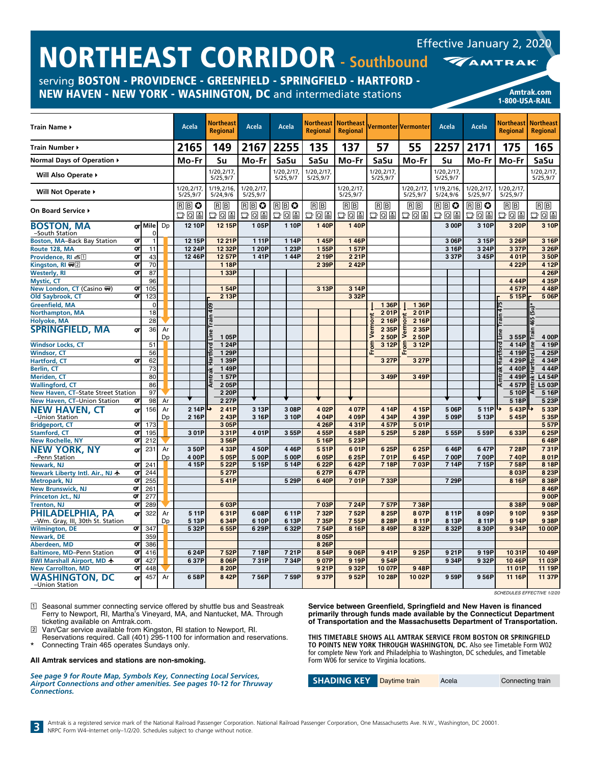# NORTHEAST CORRIDOR - Southbound

Effective January 2, 2020

AMTRAK

serving **BOSTON - PROVIDENCE - GREENFIELD - SPRINGFIELD - HARTFORD - NEW HAVEN - NEW YORK - WASHINGTON, DC** and intermediate stations

Amtrak.com
1-800-USA-RAIL

| Train Name ▸ | | | Acela | Northeast Regional | Acela | Acela | Northeast Regional | Northeast Regional | Vermonter | Vermonter | Acela | Acela | Northeast Regional | Northeast Regional |
|---|---|---|---|---|---|---|---|---|---|---|---|---|---|---|
| Train Number ▸ | | | 2165 | 149 | 2167 | 2255 | 135 | 137 | 57 | 55 | 2257 | 2171 | 175 | 165 |
| Normal Days of Operation ▸ | | | Mo-Fr | Su | Mo-Fr | SaSu | SaSu | Mo-Fr | SaSu | Mo-Fr | Su | Mo-Fr | Mo-Fr | SaSu |
| Will Also Operate ▸ | | | | 1/20,2/17, 5/25,9/7 | | 1/20,2/17, 5/25,9/7 | 1/20,2/17, 5/25,9/7 | | 1/20,2/17, 5/25,9/7 | | 1/20,2/17, 5/25,9/7 | | | 1/20,2/17, 5/25,9/7 |
| Will Not Operate ▸ | | | 1/20,2/17, 5/25,9/7 | 1/19,2/16, 5/24,9/6 | 1/20,2/17, 5/25,9/7 | | | 1/20,2/17, 5/25,9/7 | | 1/20,2/17, 5/25,9/7 | 1/19,2/16, 5/24,9/6 | 1/20,2/17, 5/25,9/7 | 1/20,2/17, 5/25,9/7 | |
| On Board Service ▸ | | | | | | | | | | | | | | |
| **BOSTON, MA** –South Station | Mile 0 | Dp | 12 10P | 12 15P | 1 05P | 1 10P | 1 40P | 1 40P | | | 3 00P | 3 10P | 3 20P | 3 10P |
| Boston, MA–Back Bay Station | 1 | | 12 15P | 12 21P | 1 11P | 1 14P | 1 45P | 1 46P | | | 3 06P | 3 15P | 3 26P | 3 16P |
| Route 128, MA | 11 | | 12 24P | 12 32P | 1 20P | 1 23P | 1 55P | 1 57P | | | 3 16P | 3 24P | 3 37P | 3 26P |
| Providence, RI [1] | 43 | | 12 46P | 12 57P | 1 41P | 1 44P | 2 19P | 2 21P | | | 3 37P | 3 45P | 4 01P | 3 50P |
| Kingston, RI [2] | 70 | | | 1 18P | | | 2 39P | 2 42P | | | | | 4 22P | 4 12P |
| Westerly, RI | 87 | | | 1 33P | | | | | | | | | | 4 26P |
| Mystic, CT | 96 | | | | | | | | | | | | 4 44P | 4 35P |
| New London, CT (Casino) | 105 | | | 1 54P | | | 3 13P | 3 14P | | | | | 4 57P | 4 48P |
| Old Saybrook, CT | 123 | | | 2 13P | | | | 3 32P | | | | | 5 15P | 5 06P |
| Greenfield, MA | 0 | | | Amtrak Hartford Line Train 409 | | | | | From Vermont 1 36P | From Vermont 1 36P | | | Amtrak Hartford Line Train 475 | Amtrak Hartford Line Train 465 (Su)* |
| Northampton, MA | 18 | | | | | | | | 2 01P | 2 01P | | | | |
| Holyoke, MA | 28 | | | | | | | | 2 16P | 2 16P | | | | |
| **SPRINGFIELD, MA** | 36 | Ar | | | | | | | 2 35P | 2 35P | | | | |
| | | Dp | | 1 05P | | | | | 2 50P | 2 50P | | | 3 55P | 4 00P |
| Windsor Locks, CT | 51 | | | 1 24P | | | | | 3 12P | 3 12P | | | 4 14P | 4 19P |
| Windsor, CT | 56 | | | 1 29P | | | | | | | | | 4 19P | 4 25P |
| Hartford, CT | 62 | | | 1 39P | | | | | 3 27P | 3 27P | | | 4 29P | 4 34P |
| Berlin, CT | 73 | | | 1 49P | | | | | | | | | 4 40P | 4 44P |
| Meriden, CT | 80 | | | 1 57P | | | | | 3 49P | 3 49P | | | 4 49P | L4 54P |
| Wallingford, CT | 86 | | | 2 05P | | | | | | | | | 4 57P | L5 03P |
| New Haven, CT–State Street Station | 97 | | | 2 20P | | | | | | | | | 5 10P | 5 16P |
| New Haven, CT–Union Station | 98 | Ar | | 2 27P | | | | | | | | | 5 18P | 5 23P |
| **NEW HAVEN, CT** –Union Station | 156 | Ar | 2 14P | 2 41P | 3 13P | 3 08P | 4 02P | 4 07P | 4 14P | 4 15P | 5 06P | 5 11P | 5 43P | 5 33P |
| | | Dp | 2 16P | 2 43P | 3 16P | 3 10P | 4 04P | 4 09P | 4 34P | 4 39P | 5 09P | 5 13P | 5 45P | 5 35P |
| Bridgeport, CT | 173 | | | 3 05P | | | 4 26P | 4 31P | 4 57P | 5 01P | | | | 5 57P |
| Stamford, CT | 195 | | 3 01P | 3 31P | 4 01P | 3 55P | 4 55P | 4 58P | 5 25P | 5 28P | 5 55P | 5 59P | 6 33P | 6 25P |
| New Rochelle, NY | 212 | | | 3 56P | | | 5 16P | 5 23P | | | | | | 6 48P |
| **NEW YORK, NY** –Penn Station | 231 | Ar | 3 50P | 4 33P | 4 50P | 4 46P | 5 51P | 6 01P | 6 25P | 6 25P | 6 46P | 6 47P | 7 28P | 7 31P |
| | | Dp | 4 00P | 5 05P | 5 00P | 5 00P | 6 05P | 6 25P | 7 01P | 6 45P | 7 00P | 7 00P | 7 40P | 8 01P |
| Newark, NJ | 241 | | 4 15P | 5 22P | 5 15P | 5 14P | 6 22P | 6 42P | 7 18P | 7 03P | 7 14P | 7 15P | 7 58P | 8 18P |
| Newark Liberty Intl. Air., NJ | 244 | | | 5 27P | | | 6 27P | 6 47P | | | | | 8 03P | 8 23P |
| Metropark, NJ | 255 | | | 5 41P | | 5 29P | 6 40P | 7 01P | 7 33P | | 7 29P | | 8 16P | 8 38P |
| New Brunswick, NJ | 261 | | | | | | | | | | | | | 8 46P |
| Princeton Jct., NJ | 277 | | | | | | | | | | | | | 9 00P |
| Trenton, NJ | 289 | | | 6 03P | | | 7 03P | 7 24P | 7 57P | 7 38P | | | 8 38P | 9 08P |
| **PHILADELPHIA, PA** –Wm. Gray, III, 30th St. Station | 322 | Ar | 5 11P | 6 31P | 6 08P | 6 11P | 7 32P | 7 52P | 8 25P | 8 07P | 8 11P | 8 09P | 9 10P | 9 35P |
| | | Dp | 5 13P | 6 34P | 6 10P | 6 13P | 7 35P | 7 55P | 8 28P | 8 11P | 8 13P | 8 11P | 9 14P | 9 38P |
| Wilmington, DE | 347 | | 5 32P | 6 55P | 6 29P | 6 32P | 7 54P | 8 16P | 8 49P | 8 32P | 8 32P | 8 30P | 9 34P | 10 00P |
| Newark, DE | 359 | | | | | | 8 05P | | | | | | | |
| Aberdeen, MD | 386 | | | | | | 8 26P | | | | | | | |
| Baltimore, MD–Penn Station | 416 | | 6 24P | 7 52P | 7 18P | 7 21P | 8 54P | 9 06P | 9 41P | 9 25P | 9 21P | 9 19P | 10 31P | 10 49P |
| BWI Marshall Airport, MD | 427 | | 6 37P | 8 06P | 7 31P | 7 34P | 9 07P | 9 19P | 9 54P | | 9 34P | 9 32P | 10 46P | 11 03P |
| New Carrollton, MD | 448 | | | 8 20P | | | 9 21P | 9 32P | 10 07P | 9 48P | | | 11 01P | 11 19P |
| **WASHINGTON, DC** –Union Station | 457 | Ar | 6 58P | 8 42P | 7 56P | 7 59P | 9 37P | 9 52P | 10 28P | 10 02P | 9 59P | 9 56P | 11 16P | 11 37P |

SCHEDULES EFFECTIVE 1/2/20

[1] Seasonal summer connecting service offered by shuttle bus and Seastreak Ferry to Newport, RI, Martha's Vineyard, MA, and Nantucket, MA. Through ticketing available on Amtrak.com.

[2] Van/Car service available from Kingston, RI station to Newport, RI. Reservations required. Call (401) 295-1100 for information and reservations.

\* Connecting Train 465 operates Sundays only.

**All Amtrak services and stations are non-smoking.**

***See page 9 for Route Map, Symbols Key, Connecting Local Services, Airport Connections and other amenities. See pages 10-12 for Thruway Connections.***

**Service between Greenfield, Springfield and New Haven is financed primarily through funds made available by the Connecticut Department of Transportation and the Massachusetts Department of Transportation.**

**THIS TIMETABLE SHOWS ALL AMTRAK SERVICE FROM BOSTON OR SPRINGFIELD TO POINTS NEW YORK THROUGH WASHINGTON, DC.** Also see Timetable Form W02 for complete New York and Philadelphia to Washington, DC schedules, and Timetable Form W06 for service to Virginia locations.

| SHADING KEY | Daytime train | Acela | Connecting train |
|---|---|---|---|

Amtrak is a registered service mark of the National Railroad Passenger Corporation. National Railroad Passenger Corporation, One Massachusetts Ave. N.W., Washington, DC 20001. NRPC Form W4–Internet only–1/2/20. Schedules subject to change without notice.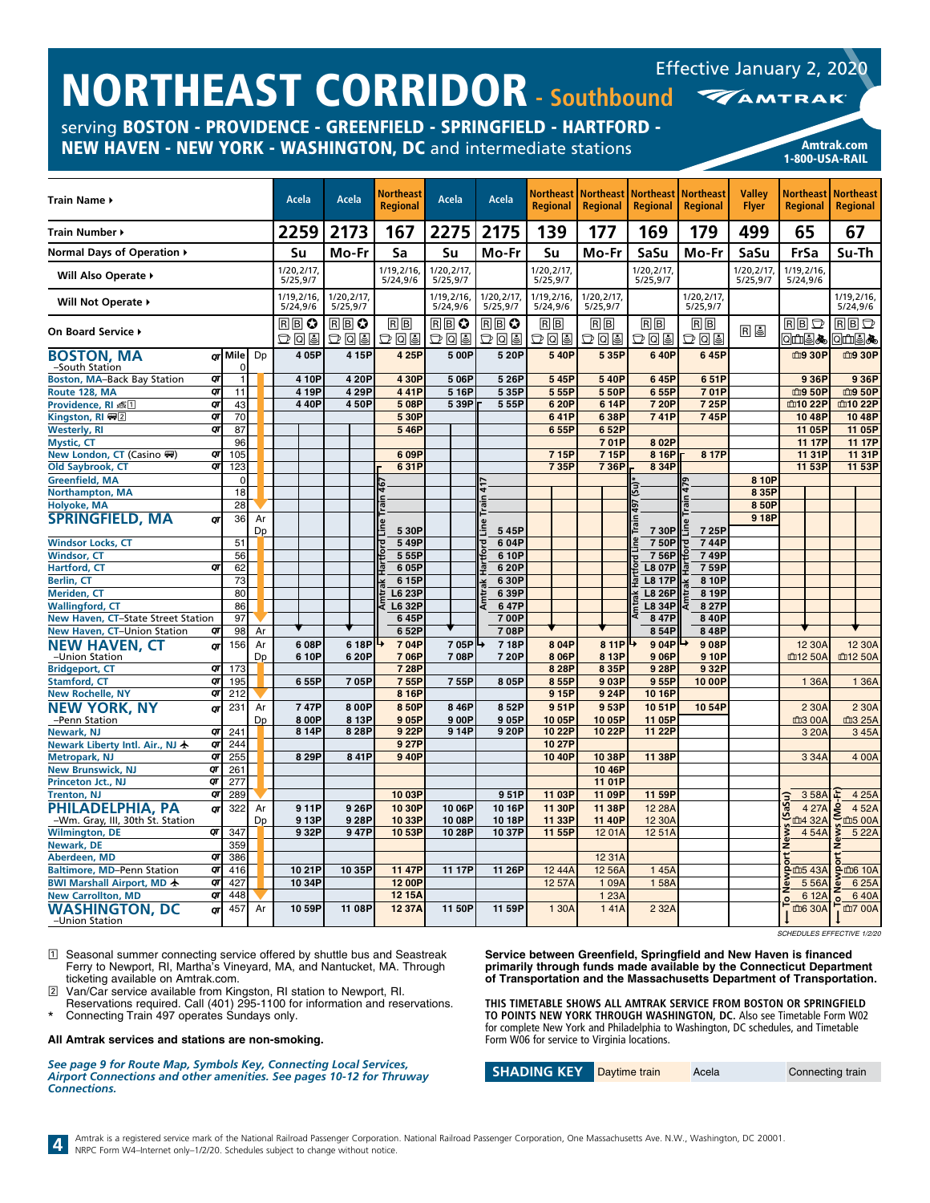# NORTHEAST CORRIDOR - Southbound

Effective January 2, 2020

serving **BOSTON - PROVIDENCE - GREENFIELD - SPRINGFIELD - HARTFORD - NEW HAVEN - NEW YORK - WASHINGTON, DC** and intermediate stations

Amtrak.com
1-800-USA-RAIL

| Train Name ▸ | | | | Acela | Acela | Northeast Regional | Acela | Acela | Northeast Regional | Northeast Regional | Northeast Regional | Northeast Regional | Valley Flyer | Northeast Regional | Northeast Regional |
|---|---|---|---|---|---|---|---|---|---|---|---|---|---|---|---|
| Train Number ▸ | | | | 2259 | 2173 | 167 | 2275 | 2175 | 139 | 177 | 169 | 179 | 499 | 65 | 67 |
| Normal Days of Operation ▸ | | | | Su | Mo-Fr | Sa | Su | Mo-Fr | Su | Mo-Fr | SaSu | Mo-Fr | SaSu | FrSa | Su-Th |
| Will Also Operate ▸ | | | | 1/20,2/17, 5/25,9/7 | | 1/19,2/16, 5/24,9/6 | 1/20,2/17, 5/25,9/7 | | 1/20,2/17, 5/25,9/7 | | 1/20,2/17, 5/25,9/7 | | 1/20,2/17, 5/25,9/7 | 1/19,2/16, 5/24,9/6 | |
| Will Not Operate ▸ | | | | 1/19,2/16, 5/24,9/6 | 1/20,2/17, 5/25,9/7 | | 1/19,2/16, 5/24,9/6 | 1/20,2/17, 5/25,9/7 | 1/19,2/16, 5/24,9/6 | 1/20,2/17, 5/25,9/7 | | 1/20,2/17, 5/25,9/7 | | | 1/19,2/16, 5/24,9/6 |
| On Board Service ▸ | | | | R B | R B | R B | R B | R B | R B | R B | R B | R B | R | R B | R B |
| **BOSTON, MA** –South Station | QT | 0 | Dp | 4 05P | 4 15P | 4 25P | 5 00P | 5 20P | 5 40P | 5 35P | 6 40P | 6 45P | | 9 30P | 9 30P |
| Boston, MA–Back Bay Station | QT | 1 | | 4 10P | 4 20P | 4 30P | 5 06P | 5 26P | 5 45P | 5 40P | 6 45P | 6 51P | | 9 36P | 9 36P |
| Route 128, MA | QT | 11 | | 4 19P | 4 29P | 4 41P | 5 16P | 5 35P | 5 55P | 5 50P | 6 55P | 7 01P | | 9 50P | 9 50P |
| Providence, RI [1] | QT | 43 | | 4 40P | 4 50P | 5 08P | 5 39P | 5 55P | 6 20P | 6 14P | 7 20P | 7 25P | | 10 22P | 10 22P |
| Kingston, RI [2] | QT | 70 | | | | 5 30P | | | 6 41P | 6 38P | 7 41P | 7 45P | | 10 48P | 10 48P |
| Westerly, RI | QT | 87 | | | | 5 46P | | | 6 55P | 6 52P | | | | 11 05P | 11 05P |
| Mystic, CT | | 96 | | | | | | | | 7 01P | 8 02P | | | 11 17P | 11 17P |
| New London, CT (Casino) | QT | 105 | | | | 6 09P | | | 7 15P | 7 15P | 8 16P | 8 17P | | 11 31P | 11 31P |
| Old Saybrook, CT | QT | 123 | | | | 6 31P | | | 7 35P | 7 36P | 8 34P | | | 11 53P | 11 53P |
| Greenfield, MA | | 0 | | | | | | | | | | | 8 10P | | |
| Northampton, MA | | 18 | | | | | | | | | | | 8 35P | | |
| Holyoke, MA | | 28 | | | | | | | | | | | 8 50P | | |
| **SPRINGFIELD, MA** | QT | 36 | Ar | | | | | | | | | | 9 18P | | |
| | | | Dp | | | 5 30P (Amtrak Hartford Line Train 467) | | 5 45P (Amtrak Hartford Line Train 417) | | | 7 30P (Amtrak Hartford Line Train 497 (Su)*) | 7 25P (Amtrak Hartford Line Train 479) | | | |
| Windsor Locks, CT | | 51 | | | | 5 49P | | 6 04P | | | 7 50P | 7 44P | | | |
| Windsor, CT | | 56 | | | | 5 55P | | 6 10P | | | 7 56P | 7 49P | | | |
| Hartford, CT | QT | 62 | | | | 6 05P | | 6 20P | | | L8 07P | 7 59P | | | |
| Berlin, CT | | 73 | | | | 6 15P | | 6 30P | | | L8 17P | 8 10P | | | |
| Meriden, CT | | 80 | | | | L6 23P | | 6 39P | | | L8 26P | 8 19P | | | |
| Wallingford, CT | | 86 | | | | L6 32P | | 6 47P | | | L8 34P | 8 27P | | | |
| New Haven, CT–State Street Station | | 97 | | | | 6 45P | | 7 00P | | | 8 47P | 8 40P | | | |
| New Haven, CT–Union Station | QT | 98 | Ar | | | 6 52P | | 7 08P | | | 8 54P | 8 48P | | | |
| **NEW HAVEN, CT** –Union Station | QT | 156 | Ar | 6 08P | 6 18P | 7 04P | 7 05P | 7 18P | 8 04P | 8 11P | 9 04P | 9 08P | | 12 30A | 12 30A |
| | | | Dp | 6 10P | 6 20P | 7 06P | 7 08P | 7 20P | 8 06P | 8 13P | 9 06P | 9 10P | | 12 50A | 12 50A |
| Bridgeport, CT | QT | 173 | | | | 7 28P | | | 8 28P | 8 35P | 9 28P | 9 32P | | | |
| Stamford, CT | QT | 195 | | 6 55P | 7 05P | 7 55P | 7 55P | 8 05P | 8 55P | 9 03P | 9 55P | 10 00P | | 1 36A | 1 36A |
| New Rochelle, NY | QT | 212 | | | | 8 16P | | | 9 15P | 9 24P | 10 16P | | | | |
| **NEW YORK, NY** –Penn Station | QT | 231 | Ar | 7 47P | 8 00P | 8 50P | 8 46P | 8 52P | 9 51P | 9 53P | 10 51P | 10 54P | | 2 30A | 2 30A |
| | | | Dp | 8 00P | 8 13P | 9 05P | 9 00P | 9 05P | 10 05P | 10 05P | 11 05P | | | 3 00A | 3 25A |
| Newark, NJ | QT | 241 | | 8 14P | 8 28P | 9 22P | 9 14P | 9 20P | 10 22P | 10 22P | 11 22P | | | 3 20A | 3 45A |
| Newark Liberty Intl. Air., NJ ✈ | QT | 244 | | | | 9 27P | | | 10 27P | | | | | | |
| Metropark, NJ | QT | 255 | | 8 29P | 8 41P | 9 40P | | | 10 40P | 10 38P | 11 38P | | | 3 34A | 4 00A |
| New Brunswick, NJ | QT | 261 | | | | | | | | 10 46P | | | | | |
| Princeton Jct., NJ | QT | 277 | | | | | | | | 11 01P | | | | | |
| Trenton, NJ | QT | 289 | | | | 10 03P | | 9 51P | 11 03P | 11 09P | 11 59P | | | 3 58A | 4 25A |
| **PHILADELPHIA, PA** –Wm. Gray, III, 30th St. Station | QT | 322 | Ar | 9 11P | 9 26P | 10 30P | 10 06P | 10 16P | 11 30P | 11 38P | 12 28A | | | 4 27A | 4 52A |
| | | | Dp | 9 13P | 9 28P | 10 33P | 10 08P | 10 18P | 11 33P | 11 40P | 12 30A | | | 4 32A | 5 00A |
| Wilmington, DE | QT | 347 | | 9 32P | 9 47P | 10 53P | 10 28P | 10 37P | 11 55P | 12 01A | 12 51A | | | 4 54A | 5 22A |
| Newark, DE | | 359 | | | | | | | | | | | | | |
| Aberdeen, MD | QT | 386 | | | | | | | | 12 31A | | | | | |
| Baltimore, MD–Penn Station | QT | 416 | | 10 21P | 10 35P | 11 47P | 11 17P | 11 26P | 12 44A | 12 56A | 1 45A | | | 5 43A (To Newport News (SaSu)) | 6 10A (To Newport News (Mo-Fr)) |
| BWI Marshall Airport, MD ✈ | QT | 427 | | 10 34P | | 12 00P | | | 12 57A | 1 09A | 1 58A | | | 5 56A | 6 25A |
| New Carrollton, MD | QT | 448 | | | | 12 15A | | | | 1 23A | | | | 6 12A | 6 40A |
| **WASHINGTON, DC** –Union Station | QT | 457 | Ar | 10 59P | 11 08P | 12 37A | 11 50P | 11 59P | 1 30A | 1 41A | 2 32A | | | 6 30A | 7 00A |

*SCHEDULES EFFECTIVE 1/2/20*

[1] Seasonal summer connecting service offered by shuttle bus and Seastreak Ferry to Newport, RI, Martha's Vineyard, MA, and Nantucket, MA. Through ticketing available on Amtrak.com.
[2] Van/Car service available from Kingston, RI station to Newport, RI. Reservations required. Call (401) 295-1100 for information and reservations.
\* Connecting Train 497 operates Sundays only.

**All Amtrak services and stations are non-smoking.**

***See page 9 for Route Map, Symbols Key, Connecting Local Services, Airport Connections and other amenities. See pages 10-12 for Thruway Connections.***

**Service between Greenfield, Springfield and New Haven is financed primarily through funds made available by the Connecticut Department of Transportation and the Massachusetts Department of Transportation.**

**THIS TIMETABLE SHOWS ALL AMTRAK SERVICE FROM BOSTON OR SPRINGFIELD TO POINTS NEW YORK THROUGH WASHINGTON, DC.** Also see Timetable Form W02 for complete New York and Philadelphia to Washington, DC schedules, and Timetable Form W06 for service to Virginia locations.

**SHADING KEY** Daytime train | Acela | Connecting train

Amtrak is a registered service mark of the National Railroad Passenger Corporation. National Railroad Passenger Corporation, One Massachusetts Ave. N.W., Washington, DC 20001. NRPC Form W4–Internet only–1/2/20. Schedules subject to change without notice.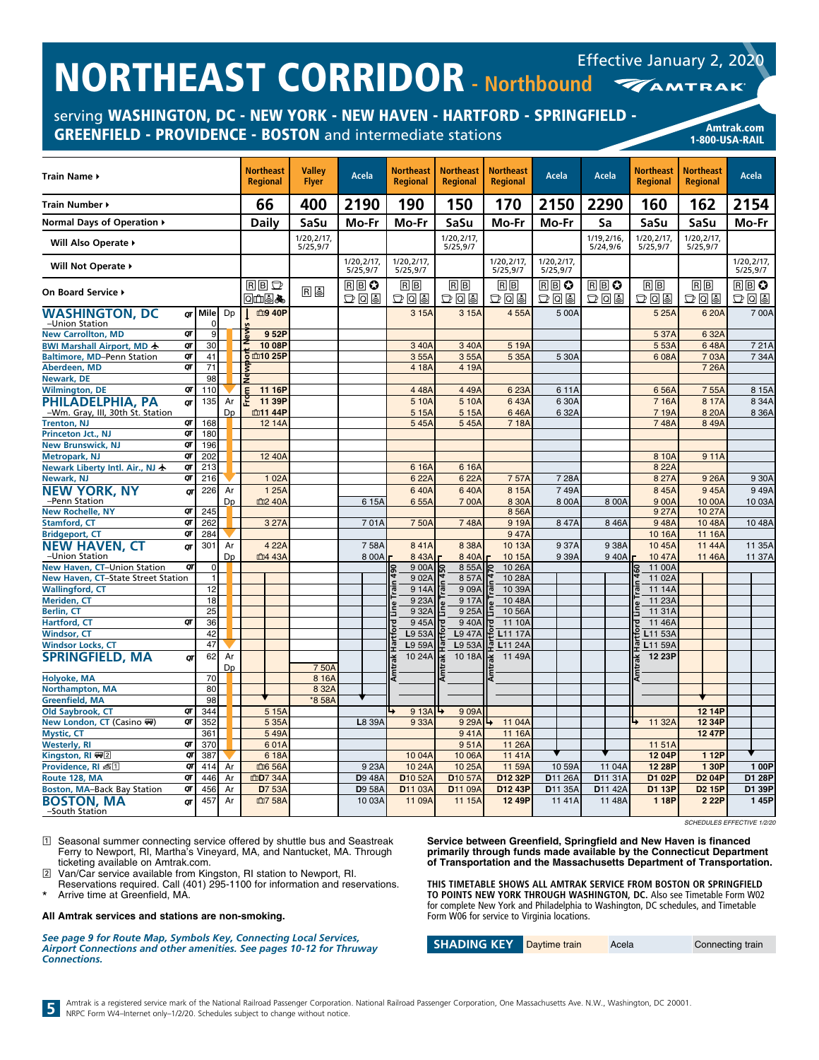# NORTHEAST CORRIDOR - Northbound

Effective January 2, 2020

AMTRAK

serving **WASHINGTON, DC - NEW YORK - NEW HAVEN - HARTFORD - SPRINGFIELD - GREENFIELD - PROVIDENCE - BOSTON** and intermediate stations

Amtrak.com
1-800-USA-RAIL

| Train Name ▸ | | | Northeast Regional | Valley Flyer | Acela | Northeast Regional | Northeast Regional | Northeast Regional | Acela | Acela | Northeast Regional | Northeast Regional | Acela |
|---|---|---|---|---|---|---|---|---|---|---|---|---|---|
| Train Number ▸ | | | 66 | 400 | 2190 | 190 | 150 | 170 | 2150 | 2290 | 160 | 162 | 2154 |
| Normal Days of Operation ▸ | | | Daily | SaSu | Mo-Fr | Mo-Fr | SaSu | Mo-Fr | Mo-Fr | Sa | SaSu | SaSu | Mo-Fr |
| Will Also Operate ▸ | | | | 1/20,2/17, 5/25,9/7 | | | 1/20,2/17, 5/25,9/7 | | | 1/19,2/16, 5/24,9/6 | 1/20,2/17, 5/25,9/7 | 1/20,2/17, 5/25,9/7 | |
| Will Not Operate ▸ | | | | | 1/20,2/17, 5/25,9/7 | 1/20,2/17, 5/25,9/7 | | 1/20,2/17, 5/25,9/7 | 1/20,2/17, 5/25,9/7 | | | | 1/20,2/17, 5/25,9/7 |
| On Board Service ▸ | Mile | | R B | R | R B | R B | R B | R B | R B | R B | R B | R B | R B |
| **WASHINGTON, DC** –Union Station | 0 | Dp | 9 40P | | | 3 15A | 3 15A | 4 55A | 5 00A | | 5 25A | 6 20A | 7 00A |
| New Carrollton, MD | 9 | | 9 52P | | | | | | | | 5 37A | 6 32A | |
| BWI Marshall Airport, MD | 30 | | 10 08P | | | 3 40A | 3 40A | 5 19A | | | 5 53A | 6 48A | 7 21A |
| Baltimore, MD–Penn Station | 41 | | 10 25P | | | 3 55A | 3 55A | 5 35A | 5 30A | | 6 08A | 7 03A | 7 34A |
| Aberdeen, MD | 71 | | | | | 4 18A | 4 19A | | | | | 7 26A | |
| Newark, DE | 98 | | | | | | | | | | | | |
| Wilmington, DE | 110 | | 11 16P | | | 4 48A | 4 49A | 6 23A | 6 11A | | 6 56A | 7 55A | 8 15A |
| **PHILADELPHIA, PA** | 135 | Ar | 11 39P | | | 5 10A | 5 10A | 6 43A | 6 30A | | 7 16A | 8 17A | 8 34A |
| –Wm. Gray, III, 30th St. Station | | Dp | 11 44P | | | 5 15A | 5 15A | 6 46A | 6 32A | | 7 19A | 8 20A | 8 36A |
| Trenton, NJ | 168 | | 12 14A | | | 5 45A | 5 45A | 7 18A | | | 7 48A | 8 49A | |
| Princeton Jct., NJ | 180 | | | | | | | | | | | | |
| New Brunswick, NJ | 196 | | | | | | | | | | | | |
| Metropark, NJ | 202 | | 12 40A | | | | | | | | 8 10A | 9 11A | |
| Newark Liberty Intl. Air., NJ | 213 | | | | | 6 16A | 6 16A | | | | 8 22A | | |
| Newark, NJ | 216 | | 1 02A | | | 6 22A | 6 22A | 7 57A | 7 28A | | 8 27A | 9 26A | 9 30A |
| **NEW YORK, NY** | 226 | Ar | 1 25A | | | 6 40A | 6 40A | 8 15A | 7 49A | | 8 45A | 9 45A | 9 49A |
| –Penn Station | | Dp | 2 40A | | 6 15A | 6 55A | 7 00A | 8 30A | 8 00A | 8 00A | 9 00A | 10 00A | 10 03A |
| New Rochelle, NY | 245 | | | | | | | 8 56A | | | 9 27A | 10 27A | |
| Stamford, CT | 262 | | 3 27A | | 7 01A | 7 50A | 7 48A | 9 19A | 8 47A | 8 46A | 9 48A | 10 48A | 10 48A |
| Bridgeport, CT | 284 | | | | | | | 9 47A | | | 10 16A | 11 16A | |
| **NEW HAVEN, CT** | 301 | Ar | 4 22A | | 7 58A | 8 41A | 8 38A | 10 13A | 9 37A | 9 38A | 10 45A | 11 44A | 11 35A |
| –Union Station | | Dp | 4 43A | | 8 00A | 8 43A | 8 40A | 10 15A | 9 39A | 9 40A | 10 47A | 11 46A | 11 37A |
| New Haven, CT–Union Station | 0 | | | | | 9 00A | 8 55A | 10 26A | | | 11 00A | | |
| New Haven, CT–State Street Station | 1 | | | | | 9 02A | 8 57A | 10 28A | | | 11 02A | | |
| Wallingford, CT | 12 | | | | | 9 14A | 9 09A | 10 39A | | | 11 14A | | |
| Meriden, CT | 18 | | | | | 9 23A | 9 17A | 10 48A | | | 11 23A | | |
| Berlin, CT | 25 | | | | | 9 32A | 9 25A | 10 56A | | | 11 31A | | |
| Hartford, CT | 36 | | | | | 9 45A | 9 40A | 11 10A | | | 11 46A | | |
| Windsor, CT | 42 | | | | | L9 53A | L9 47A | L11 17A | | | L11 53A | | |
| Windsor Locks, CT | 47 | | | | | L9 59A | L9 53A | L11 24A | | | L11 59A | | |
| **SPRINGFIELD, MA** | 62 | Ar | | | | 10 24A | 10 18A | 11 49A | | | 12 23P | | |
| | | Dp | | 7 50A | | | | | | | | | |
| Holyoke, MA | 70 | | | 8 16A | | | | | | | | | |
| Northampton, MA | 80 | | | 8 32A | | | | | | | | | |
| Greenfield, MA | 98 | | | *8 58A | | | | | | | | | |
| Old Saybrook, CT | 344 | | 5 15A | | | 9 13A | 9 09A | | | | | 12 14P | |
| New London, CT (Casino) | 352 | | 5 35A | | L8 39A | 9 33A | 9 29A | 11 04A | | | 11 32A | 12 34P | |
| Mystic, CT | 361 | | 5 49A | | | | 9 41A | 11 16A | | | | 12 47P | |
| Westerly, RI | 370 | | 6 01A | | | | 9 51A | 11 26A | | | 11 51A | | |
| Kingston, RI [2] | 387 | | 6 18A | | | 10 04A | 10 06A | 11 41A | | | 12 04P | 1 12P | |
| Providence, RI [1] | 414 | Ar | 6 56A | | 9 23A | 10 24A | 10 25A | 11 59A | 10 59A | 11 04A | 12 28P | 1 30P | 1 00P |
| Route 128, MA | 446 | Ar | D7 34A | | D9 48A | D10 52A | D10 57A | D12 32P | D11 26A | D11 31A | D1 02P | D2 04P | D1 28P |
| Boston, MA–Back Bay Station | 456 | Ar | D7 53A | | D9 58A | D11 03A | D11 09A | D12 43P | D11 35A | D11 42A | D1 13P | D2 15P | D1 39P |
| **BOSTON, MA** –South Station | 457 | Ar | 7 58A | | 10 03A | 11 09A | 11 15A | 12 49P | 11 41A | 11 48A | 1 18P | 2 22P | 1 45P |

Train 66: From Newport News. Trains 190, 150, 170, 160 connect with Amtrak Hartford Line Trains 490, 450, 470, 460 respectively between New Haven and Springfield.

SCHEDULES EFFECTIVE 1/2/20

[1] Seasonal summer connecting service offered by shuttle bus and Seastreak Ferry to Newport, RI, Martha's Vineyard, MA, and Nantucket, MA. Through ticketing available on Amtrak.com.

[2] Van/Car service available from Kingston, RI station to Newport, RI. Reservations required. Call (401) 295-1100 for information and reservations.

\* Arrive time at Greenfield, MA.

**All Amtrak services and stations are non-smoking.**

*See page 9 for Route Map, Symbols Key, Connecting Local Services, Airport Connections and other amenities. See pages 10-12 for Thruway Connections.*

**Service between Greenfield, Springfield and New Haven is financed primarily through funds made available by the Connecticut Department of Transportation and the Massachusetts Department of Transportation.**

**THIS TIMETABLE SHOWS ALL AMTRAK SERVICE FROM BOSTON OR SPRINGFIELD TO POINTS NEW YORK THROUGH WASHINGTON, DC.** Also see Timetable Form W02 for complete New York and Philadelphia to Washington, DC schedules, and Timetable Form W06 for service to Virginia locations.

**SHADING KEY** Daytime train | Acela | Connecting train

Amtrak is a registered service mark of the National Railroad Passenger Corporation. National Railroad Passenger Corporation, One Massachusetts Ave. N.W., Washington, DC 20001. NRPC Form W4–Internet only–1/2/20. Schedules subject to change without notice.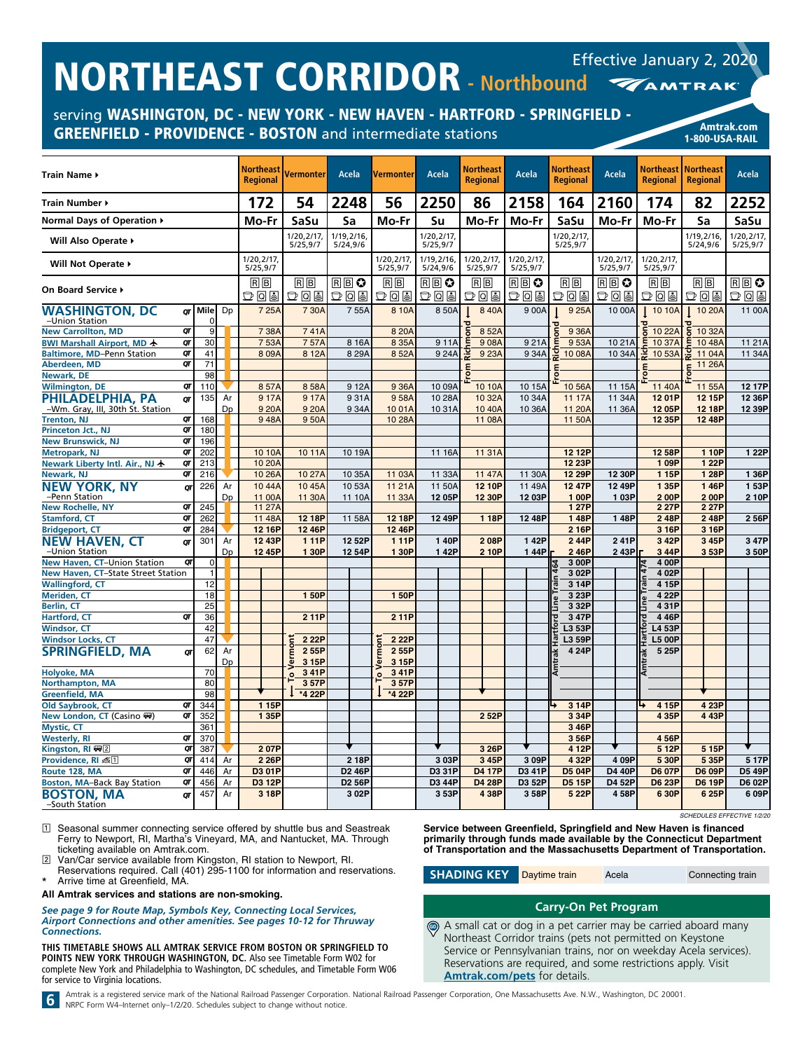# NORTHEAST CORRIDOR - Northbound

Effective January 2, 2020

AMTRAK

serving **WASHINGTON, DC - NEW YORK - NEW HAVEN - HARTFORD - SPRINGFIELD - GREENFIELD - PROVIDENCE - BOSTON** and intermediate stations

Amtrak.com
1-800-USA-RAIL

| Train Name ▸ | | Mile | | Northeast Regional | Vermonter | Acela | Vermonter | Acela | Northeast Regional | Acela | Northeast Regional | Acela | Northeast Regional | Northeast Regional | Acela |
|---|---|---|---|---|---|---|---|---|---|---|---|---|---|---|---|
| Train Number ▸ | | | | 172 | 54 | 2248 | 56 | 2250 | 86 | 2158 | 164 | 2160 | 174 | 82 | 2252 |
| Normal Days of Operation ▸ | | | | Mo-Fr | SaSu | Sa | Mo-Fr | Su | Mo-Fr | Mo-Fr | SaSu | Mo-Fr | Mo-Fr | Sa | SaSu |
| Will Also Operate ▸ | | | | | 1/20,2/17, 5/25,9/7 | 1/19,2/16, 5/24,9/6 | | 1/20,2/17, 5/25,9/7 | | | 1/20,2/17, 5/25,9/7 | | | 1/19,2/16, 5/24,9/6 | 1/20,2/17, 5/25,9/7 |
| Will Not Operate ▸ | | | | 1/20,2/17, 5/25,9/7 | | | 1/20,2/17, 5/25,9/7 | 1/19,2/16, 5/24,9/6 | 1/20,2/17, 5/25,9/7 | 1/20,2/17, 5/25,9/7 | | 1/20,2/17, 5/25,9/7 | 1/20,2/17, 5/25,9/7 | | |
| On Board Service ▸ | | | | R B | R B | R B ✪ | R B | R B ✪ | R B | R B ✪ | R B | R B ✪ | R B | R B | R B ✪ |
| **WASHINGTON, DC** –Union Station | QT | 0 | Dp | 7 25A | 7 30A | 7 55A | 8 10A | 8 50A | 8 40A | 9 00A | 9 25A | 10 00A | 10 10A | 10 20A | 11 00A |
| New Carrollton, MD | QT | 9 | | 7 38A | 7 41A | | 8 20A | | 8 52A | | 9 36A | | 10 22A | 10 32A | |
| BWI Marshall Airport, MD ✈ | QT | 30 | | 7 53A | 7 57A | 8 16A | 8 35A | 9 11A | 9 08A | 9 21A | 9 53A | 10 21A | 10 37A | 10 48A | 11 21A |
| Baltimore, MD–Penn Station | QT | 41 | | 8 09A | 8 12A | 8 29A | 8 52A | 9 24A | 9 23A | 9 34A | 10 08A | 10 34A | 10 53A | 11 04A | 11 34A |
| Aberdeen, MD | QT | 71 | | | | | | | | | | | | 11 26A | |
| Newark, DE | | 98 | | | | | | | | | | | | | |
| Wilmington, DE | QT | 110 | | 8 57A | 8 58A | 9 12A | 9 36A | 10 09A | 10 10A | 10 15A | 10 56A | 11 15A | 11 40A | 11 55A | 12 17P |
| **PHILADELPHIA, PA** –Wm. Gray, III, 30th St. Station | QT | 135 | Ar | 9 17A | 9 17A | 9 31A | 9 58A | 10 28A | 10 32A | 10 34A | 11 17A | 11 34A | 12 01P | 12 15P | 12 36P |
| | | | Dp | 9 20A | 9 20A | 9 34A | 10 01A | 10 31A | 10 40A | 10 36A | 11 20A | 11 36A | 12 05P | 12 18P | 12 39P |
| Trenton, NJ | QT | 168 | | 9 48A | 9 50A | | 10 28A | | 11 08A | | 11 50A | | 12 35P | 12 48P | |
| Princeton Jct., NJ | QT | 180 | | | | | | | | | | | | | |
| New Brunswick, NJ | QT | 196 | | | | | | | | | | | | | |
| Metropark, NJ | QT | 202 | | 10 10A | 10 11A | 10 19A | | 11 16A | 11 31A | | 12 12P | | 12 58P | 1 10P | 1 22P |
| Newark Liberty Intl. Air., NJ ✈ | QT | 213 | | 10 20A | | | | | | | 12 23P | | 1 09P | 1 22P | |
| Newark, NJ | QT | 216 | | 10 26A | 10 27A | 10 35A | 11 03A | 11 33A | 11 47A | 11 30A | 12 29P | 12 30P | 1 15P | 1 28P | 1 36P |
| **NEW YORK, NY** –Penn Station | QT | 226 | Ar | 10 44A | 10 45A | 10 53A | 11 21A | 11 50A | 12 10P | 11 49A | 12 47P | 12 49P | 1 35P | 1 46P | 1 53P |
| | | | Dp | 11 00A | 11 30A | 11 10A | 11 33A | 12 05P | 12 30P | 12 03P | 1 00P | 1 03P | 2 00P | 2 00P | 2 10P |
| New Rochelle, NY | QT | 245 | | 11 27A | | | | | | | 1 27P | | 2 27P | 2 27P | |
| Stamford, CT | QT | 262 | | 11 48A | 12 18P | 11 58A | 12 18P | 12 49P | 1 18P | 12 48P | 1 48P | 1 48P | 2 48P | 2 48P | 2 56P |
| Bridgeport, CT | QT | 284 | | 12 16P | 12 46P | | 12 46P | | | | 2 16P | | 3 16P | 3 16P | |
| **NEW HAVEN, CT** –Union Station | QT | 301 | Ar | 12 43P | 1 11P | 12 52P | 1 11P | 1 40P | 2 08P | 1 42P | 2 44P | 2 41P | 3 42P | 3 45P | 3 47P |
| | | | Dp | 12 45P | 1 30P | 12 54P | 1 30P | 1 42P | 2 10P | 1 44P | 2 46P | 2 43P | 3 44P | 3 53P | 3 50P |
| New Haven, CT–Union Station | QT | 0 | | | | | | | | | 3 00P | | 4 00P | | |
| New Haven, CT–State Street Station | | 1 | | | | | | | | | 3 02P | | 4 02P | | |
| Wallingford, CT | | 12 | | | | | | | | | 3 14P | | 4 15P | | |
| Meriden, CT | | 18 | | | 1 50P | | 1 50P | | | | 3 23P | | 4 22P | | |
| Berlin, CT | | 25 | | | | | | | | | 3 32P | | 4 31P | | |
| Hartford, CT | QT | 36 | | | 2 11P | | 2 11P | | | | 3 47P | | 4 46P | | |
| Windsor, CT | | 42 | | | | | | | | | L3 53P | | L4 53P | | |
| Windsor Locks, CT | | 47 | | | 2 22P | | 2 22P | | | | L3 59P | | L5 00P | | |
| **SPRINGFIELD, MA** | QT | 62 | Ar | | 2 55P | | 2 55P | | | | 4 24P | | 5 25P | | |
| | | | Dp | | 3 15P | | 3 15P | | | | | | | | |
| Holyoke, MA | | 70 | | | 3 41P | | 3 41P | | | | | | | | |
| Northampton, MA | | 80 | | | 3 57P | | 3 57P | | | | | | | | |
| Greenfield, MA | | 98 | | | *4 22P | | *4 22P | | | | | | | | |
| Old Saybrook, CT | QT | 344 | | 1 15P | | | | | | | 3 14P | | 4 15P | 4 23P | |
| New London, CT (Casino 🚌) | QT | 352 | | 1 35P | | | | | 2 52P | | 3 34P | | 4 35P | 4 43P | |
| Mystic, CT | | 361 | | | | | | | | | 3 46P | | | | |
| Westerly, RI | QT | 370 | | | | | | | | | 3 56P | | 4 56P | | |
| Kingston, RI 🚌2 | QT | 387 | | 2 07P | | | | | 3 26P | | 4 12P | | 5 12P | 5 15P | |
| Providence, RI ⛴1 | QT | 414 | Ar | 2 26P | | 2 18P | | 3 03P | 3 45P | 3 09P | 4 32P | 4 09P | 5 30P | 5 35P | 5 17P |
| Route 128, MA | QT | 446 | Ar | D3 01P | | D2 46P | | D3 31P | D4 17P | D3 41P | D5 04P | D4 40P | D6 07P | D6 09P | D5 49P |
| Boston, MA–Back Bay Station | QT | 456 | Ar | D3 12P | | D2 56P | | D3 44P | D4 28P | D3 52P | D5 15P | D4 52P | D6 23P | D6 19P | D6 02P |
| **BOSTON, MA** –South Station | QT | 457 | Ar | 3 18P | | 3 02P | | 3 53P | 4 38P | 3 58P | 5 22P | 4 58P | 6 30P | 6 25P | 6 09P |

Notes within table: Trains 86, 164, 174 and 82 – From Richmond. Trains 54 and 56 – To Vermont. Train 164 connects to Amtrak Hartford Line Train 464; Train 174 connects to Amtrak Hartford Line Train 474.

SCHEDULES EFFECTIVE 1/2/20

1 Seasonal summer connecting service offered by shuttle bus and Seastreak Ferry to Newport, RI, Martha's Vineyard, MA, and Nantucket, MA. Through ticketing available on Amtrak.com.

2 Van/Car service available from Kingston, RI station to Newport, RI. Reservations required. Call (401) 295-1100 for information and reservations.

\* Arrive time at Greenfield, MA.

**All Amtrak services and stations are non-smoking.**

*See page 9 for Route Map, Symbols Key, Connecting Local Services, Airport Connections and other amenities. See pages 10-12 for Thruway Connections.*

**THIS TIMETABLE SHOWS ALL AMTRAK SERVICE FROM BOSTON OR SPRINGFIELD TO POINTS NEW YORK THROUGH WASHINGTON, DC.** Also see Timetable Form W02 for complete New York and Philadelphia to Washington, DC schedules, and Timetable Form W06 for service to Virginia locations.

**Service between Greenfield, Springfield and New Haven is financed primarily through funds made available by the Connecticut Department of Transportation and the Massachusetts Department of Transportation.**

**SHADING KEY** | Daytime train | Acela | Connecting train

## Carry-On Pet Program

A small cat or dog in a pet carrier may be carried aboard many Northeast Corridor trains (pets not permitted on Keystone Service or Pennsylvanian trains, nor on weekday Acela services). Reservations are required, and some restrictions apply. Visit **Amtrak.com/pets** for details.

Amtrak is a registered service mark of the National Railroad Passenger Corporation. National Railroad Passenger Corporation, One Massachusetts Ave. N.W., Washington, DC 20001. NRPC Form W4–Internet only–1/2/20. Schedules subject to change without notice.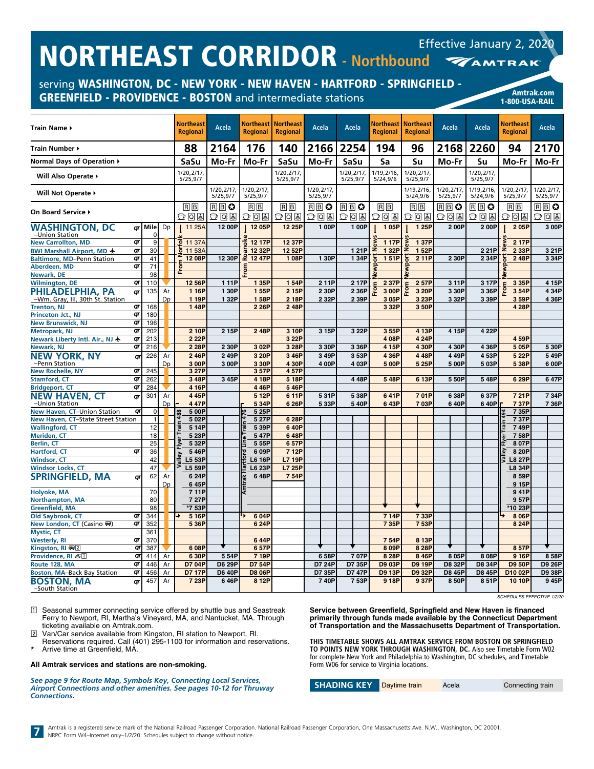# NORTHEAST CORRIDOR - Northbound

Effective January 2, 2020

AMTRAK

serving **WASHINGTON, DC - NEW YORK - NEW HAVEN - HARTFORD - SPRINGFIELD - GREENFIELD - PROVIDENCE - BOSTON** and intermediate stations

**Amtrak.com**
**1-800-USA-RAIL**

| Train Name ▸ | | | | Northeast Regional | Acela | Northeast Regional | Northeast Regional | Acela | Acela | Northeast Regional | Northeast Regional | Acela | Acela | Northeast Regional | Acela |
|---|---|---|---|---|---|---|---|---|---|---|---|---|---|---|---|
| Train Number ▸ | | | | 88 | 2164 | 176 | 140 | 2166 | 2254 | 194 | 96 | 2168 | 2260 | 94 | 2170 |
| Normal Days of Operation ▸ | | | | SaSu | Mo-Fr | Mo-Fr | SaSu | Mo-Fr | SaSu | Sa | Su | Mo-Fr | Su | Mo-Fr | Mo-Fr |
| Will Also Operate ▸ | | | | 1/20,2/17, 5/25,9/7 | | | 1/20,2/17, 5/25,9/7 | | 1/20,2/17, 5/25,9/7 | 1/19,2/16, 5/24,9/6 | 1/20,2/17, 5/25,9/7 | | 1/20,2/17, 5/25,9/7 | | |
| Will Not Operate ▸ | | | | | 1/20,2/17, 5/25,9/7 | 1/20,2/17, 5/25,9/7 | | 1/20,2/17, 5/25,9/7 | | | 1/19,2/16, 5/24,9/6 | 1/20,2/17, 5/25,9/7 | 1/19,2/16, 5/24,9/6 | 1/20,2/17, 5/25,9/7 | 1/20,2/17, 5/25,9/7 |
| On Board Service ▸ | | | | R B | R B ✪ | R B | R B | R B ✪ | R B ✪ | R B | R B | R B ✪ | R B ✪ | R B | R B ✪ |
| **WASHINGTON, DC** –Union Station | QT | 0 | Dp | 11 25A (From Norfolk) | 12 00P | 12 05P (From Roanoke) | 12 25P | 1 00P | 1 00P | 1 05P (From Newport News) | 1 25P (From Newport News) | 2 00P | 2 00P | 2 05P (From Newport News) | 3 00P |
| New Carrollton, MD | QT | 9 | | 11 37A | | 12 17P | 12 37P | | | 1 17P | 1 37P | | | 2 17P | |
| BWI Marshall Airport, MD ✈ | QT | 30 | | 11 53A | | 12 32P | 12 52P | | 1 21P | 1 32P | 1 52P | | 2 21P | 2 33P | 3 21P |
| Baltimore, MD–Penn Station | QT | 41 | | 12 08P | 12 30P | 12 47P | 1 08P | 1 30P | 1 34P | 1 51P | 2 11P | 2 30P | 2 34P | 2 48P | 3 34P |
| Aberdeen, MD | QT | 71 | | | | | | | | | | | | | |
| Newark, DE | | 98 | | | | | | | | | | | | | |
| Wilmington, DE | QT | 110 | | 12 56P | 1 11P | 1 35P | 1 54P | 2 11P | 2 17P | 2 37P | 2 57P | 3 11P | 3 17P | 3 35P | 4 15P |
| **PHILADELPHIA, PA** | QT | 135 | Ar | 1 16P | 1 30P | 1 55P | 2 15P | 2 30P | 2 36P | 3 00P | 3 20P | 3 30P | 3 36P | 3 54P | 4 34P |
| –Wm. Gray, III, 30th St. Station | | | Dp | 1 19P | 1 32P | 1 58P | 2 18P | 2 32P | 2 39P | 3 05P | 3 23P | 3 32P | 3 39P | 3 59P | 4 36P |
| Trenton, NJ | QT | 168 | | 1 48P | | 2 26P | 2 48P | | | 3 32P | 3 50P | | | 4 28P | |
| Princeton Jct., NJ | QT | 180 | | | | | | | | | | | | | |
| New Brunswick, NJ | QT | 196 | | | | | | | | | | | | | |
| Metropark, NJ | QT | 202 | | 2 10P | 2 15P | 2 48P | 3 10P | 3 15P | 3 22P | 3 55P | 4 13P | 4 15P | 4 22P | | |
| Newark Liberty Intl. Air., NJ ✈ | QT | 213 | | 2 22P | | | 3 22P | | | 4 08P | 4 24P | | | 4 59P | |
| Newark, NJ | QT | 216 | | 2 28P | 2 30P | 3 02P | 3 28P | 3 30P | 3 36P | 4 15P | 4 30P | 4 30P | 4 36P | 5 05P | 5 30P |
| **NEW YORK, NY** | QT | 226 | Ar | 2 46P | 2 49P | 3 20P | 3 46P | 3 49P | 3 53P | 4 36P | 4 48P | 4 49P | 4 53P | 5 22P | 5 49P |
| –Penn Station | | | Dp | 3 00P | 3 00P | 3 30P | 4 30P | 4 00P | 4 03P | 5 00P | 5 25P | 5 00P | 5 03P | 5 38P | 6 00P |
| New Rochelle, NY | QT | 245 | | 3 27P | | 3 57P | 4 57P | | | | | | | | |
| Stamford, CT | QT | 262 | | 3 48P | 3 45P | 4 18P | 5 18P | | 4 48P | 5 48P | 6 13P | 5 50P | 5 48P | 6 29P | 6 47P |
| Bridgeport, CT | QT | 284 | | 4 16P | | 4 46P | 5 46P | | | | | | | | |
| **NEW HAVEN, CT** | QT | 301 | Ar | 4 45P | | 5 12P | 6 11P | 5 31P | 5 38P | 6 41P | 7 01P | 6 38P | 6 37P | 7 21P | 7 34P |
| –Union Station | | | Dp | 4 47P | | 5 34P | 6 26P | 5 33P | 5 40P | 6 43P | 7 03P | 6 40P | 6 40P | 7 37P | 7 36P |
| New Haven, CT–Union Station | QT | 0 | | 5 00P (Valley Flyer Train 488) | | 5 25P (Amtrak Hartford Line Train 476) | | | | | | | | 7 35P (Valley Flyer Train 494) | |
| New Haven, CT–State Street Station | | 1 | | 5 02P | | 5 27P | 6 28P | | | | | | | 7 37P | |
| Wallingford, CT | | 12 | | 5 14P | | 5 39P | 6 40P | | | | | | | 7 49P | |
| Meriden, CT | | 18 | | 5 23P | | 5 47P | 6 48P | | | | | | | 7 58P | |
| Berlin, CT | | 25 | | 5 32P | | 5 55P | 6 57P | | | | | | | 8 07P | |
| Hartford, CT | QT | 36 | | 5 46P | | 6 09P | 7 12P | | | | | | | 8 20P | |
| Windsor, CT | | 42 | | L5 53P | | L6 16P | L7 19P | | | | | | | L8 27P | |
| Windsor Locks, CT | | 47 | | L5 59P | | L6 23P | L7 25P | | | | | | | L8 34P | |
| **SPRINGFIELD, MA** | QT | 62 | Ar | 6 24P | | 6 48P | 7 54P | | | | | | | 8 59P | |
| | | | Dp | 6 45P | | | | | | | | | | 9 15P | |
| Holyoke, MA | | 70 | | 7 11P | | | | | | | | | | 9 41P | |
| Northampton, MA | | 80 | | 7 27P | | | | | | | | | | 9 57P | |
| Greenfield, MA | | 98 | | *7 53P | | | | | | | | | | *10 23P | |
| Old Saybrook, CT | QT | 344 | | 5 16P | | 6 04P | | | | 7 14P | 7 33P | | | 8 06P | |
| New London, CT (Casino 🚌) | QT | 352 | | 5 36P | | 6 24P | | | | 7 35P | 7 53P | | | 8 24P | |
| Mystic, CT | | 361 | | | | | | | | | | | | | |
| Westerly, RI | QT | 370 | | | | 6 44P | | | | 7 54P | 8 13P | | | | |
| Kingston, RI 🚌[2] | QT | 387 | | 6 08P | | 6 57P | | | | 8 09P | 8 28P | | | 8 57P | |
| Providence, RI [1] | QT | 414 | Ar | 6 30P | 5 54P | 7 19P | | 6 58P | 7 07P | 8 28P | 8 46P | 8 05P | 8 08P | 9 16P | 8 58P |
| Route 128, MA | QT | 446 | Ar | D7 04P | D6 29P | D7 54P | | D7 24P | D7 35P | D9 03P | D9 19P | D8 32P | D8 34P | D9 50P | D9 26P |
| Boston, MA–Back Bay Station | QT | 456 | Ar | D7 17P | D6 40P | D8 06P | | D7 35P | D7 47P | D9 13P | D9 32P | D8 45P | D8 47P | D10 02P | D9 38P |
| **BOSTON, MA** –South Station | QT | 457 | Ar | 7 23P | 6 46P | 8 12P | | 7 40P | 7 53P | 9 18P | 9 37P | 8 50P | 8 51P | 10 10P | 9 45P |

SCHEDULES EFFECTIVE 1/2/20

[1] Seasonal summer connecting service offered by shuttle bus and Seastreak Ferry to Newport, RI, Martha's Vineyard, MA, and Nantucket, MA. Through ticketing available on Amtrak.com.
[2] Van/Car service available from Kingston, RI station to Newport, RI. Reservations required. Call (401) 295-1100 for information and reservations.
* Arrive time at Greenfield, MA.

**All Amtrak services and stations are non-smoking.**

***See page 9 for Route Map, Symbols Key, Connecting Local Services, Airport Connections and other amenities. See pages 10-12 for Thruway Connections.***

**Service between Greenfield, Springfield and New Haven is financed primarily through funds made available by the Connecticut Department of Transportation and the Massachusetts Department of Transportation.**

**THIS TIMETABLE SHOWS ALL AMTRAK SERVICE FROM BOSTON OR SPRINGFIELD TO POINTS NEW YORK THROUGH WASHINGTON, DC.** Also see Timetable Form W02 for complete New York and Philadelphia to Washington, DC schedules, and Timetable Form W06 for service to Virginia locations.

**SHADING KEY** | Daytime train | Acela | Connecting train

Amtrak is a registered service mark of the National Railroad Passenger Corporation. National Railroad Passenger Corporation, One Massachusetts Ave. N.W., Washington, DC 20001.
NRPC Form W4–Internet only–1/2/20. Schedules subject to change without notice.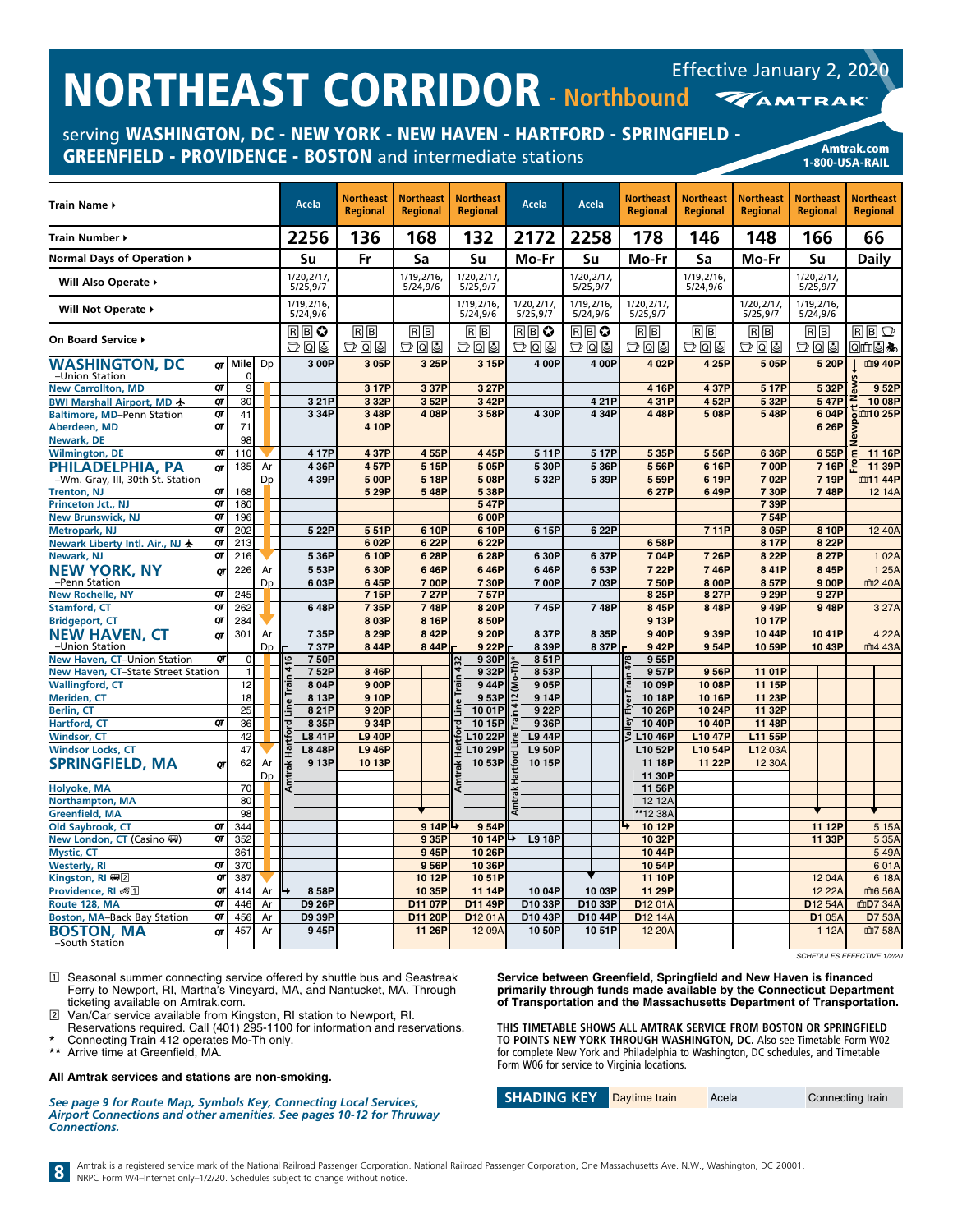# NORTHEAST CORRIDOR - Northbound

Effective January 2, 2020

**AMTRAK**

serving **WASHINGTON, DC - NEW YORK - NEW HAVEN - HARTFORD - SPRINGFIELD - GREENFIELD - PROVIDENCE - BOSTON** and intermediate stations

**Amtrak.com**
**1-800-USA-RAIL**

| Train Name ▸ | | Mile | | Acela | Northeast Regional | Northeast Regional | Northeast Regional | Acela | Acela | Northeast Regional | Northeast Regional | Northeast Regional | Northeast Regional | Northeast Regional |
|---|---|---|---|---|---|---|---|---|---|---|---|---|---|---|
| **Train Number ▸** | | | | **2256** | **136** | **168** | **132** | **2172** | **2258** | **178** | **146** | **148** | **166** | **66** |
| **Normal Days of Operation ▸** | | | | **Su** | **Fr** | **Sa** | **Su** | **Mo-Fr** | **Su** | **Mo-Fr** | **Sa** | **Mo-Fr** | **Su** | **Daily** |
| **Will Also Operate ▸** | | | | 1/20,2/17, 5/25,9/7 | | 1/19,2/16, 5/24,9/6 | 1/20,2/17, 5/25,9/7 | | 1/20,2/17, 5/25,9/7 | | 1/19,2/16, 5/24,9/6 | | 1/20,2/17, 5/25,9/7 | |
| **Will Not Operate ▸** | | | | 1/19,2/16, 5/24,9/6 | | | 1/19,2/16, 5/24,9/6 | 1/20,2/17, 5/25,9/7 | 1/19,2/16, 5/24,9/6 | 1/20,2/17, 5/25,9/7 | | 1/20,2/17, 5/25,9/7 | 1/19,2/16, 5/24,9/6 | |
| **On Board Service ▸** | | | | R B | R B | R B | R B | R B | R B | R B | R B | R B | R B | R B |
| **WASHINGTON, DC** –Union Station | QT | 0 | Dp | 3 00P | 3 05P | 3 25P | 3 15P | 4 00P | 4 00P | 4 02P | 4 25P | 5 05P | 5 20P | 9 40P (From Newport News) |
| New Carrollton, MD | QT | 9 | | | 3 17P | 3 37P | 3 27P | | | 4 16P | 4 37P | 5 17P | 5 32P | 9 52P |
| BWI Marshall Airport, MD | QT | 30 | | 3 21P | 3 32P | 3 52P | 3 42P | | 4 21P | 4 31P | 4 52P | 5 32P | 5 47P | 10 08P |
| Baltimore, MD–Penn Station | QT | 41 | | 3 34P | 3 48P | 4 08P | 3 58P | 4 30P | 4 34P | 4 48P | 5 08P | 5 48P | 6 04P | 10 25P |
| Aberdeen, MD | QT | 71 | | | 4 10P | | | | | | | | 6 26P | |
| Newark, DE | | 98 | | | | | | | | | | | | |
| Wilmington, DE | QT | 110 | | 4 17P | 4 37P | 4 55P | 4 45P | 5 11P | 5 17P | 5 35P | 5 56P | 6 36P | 6 55P | 11 16P |
| **PHILADELPHIA, PA** | QT | 135 | Ar | 4 36P | 4 57P | 5 15P | 5 05P | 5 30P | 5 36P | 5 56P | 6 16P | 7 00P | 7 16P | 11 39P |
| –Wm. Gray, III, 30th St. Station | | | Dp | 4 39P | 5 00P | 5 18P | 5 08P | 5 32P | 5 39P | 5 59P | 6 19P | 7 02P | 7 19P | 11 44P |
| Trenton, NJ | QT | 168 | | | 5 29P | 5 48P | 5 38P | | | 6 27P | 6 49P | 7 30P | 7 48P | 12 14A |
| Princeton Jct., NJ | QT | 180 | | | | | 5 47P | | | | | 7 39P | | |
| New Brunswick, NJ | QT | 196 | | | | | 6 00P | | | | | 7 54P | | |
| Metropark, NJ | QT | 202 | | 5 22P | 5 51P | 6 10P | 6 10P | 6 15P | 6 22P | | 7 11P | 8 05P | 8 10P | 12 40A |
| Newark Liberty Intl. Air., NJ | QT | 213 | | | 6 02P | 6 22P | 6 22P | | | 6 58P | | 8 17P | 8 22P | |
| Newark, NJ | QT | 216 | | 5 36P | 6 10P | 6 28P | 6 28P | 6 30P | 6 37P | 7 04P | 7 26P | 8 22P | 8 27P | 1 02A |
| **NEW YORK, NY** | QT | 226 | Ar | 5 53P | 6 30P | 6 46P | 6 46P | 6 46P | 6 53P | 7 22P | 7 46P | 8 41P | 8 45P | 1 25A |
| –Penn Station | | | Dp | 6 03P | 6 45P | 7 00P | 7 30P | 7 00P | 7 03P | 7 50P | 8 00P | 8 57P | 9 00P | 2 40A |
| New Rochelle, NY | QT | 245 | | | 7 15P | 7 27P | 7 57P | | | 8 25P | 8 27P | 9 29P | 9 27P | |
| Stamford, CT | QT | 262 | | 6 48P | 7 35P | 7 48P | 8 20P | 7 45P | 7 48P | 8 45P | 8 48P | 9 49P | 9 48P | 3 27A |
| Bridgeport, CT | QT | 284 | | | 8 03P | 8 16P | 8 50P | | | 9 13P | | 10 17P | | |
| **NEW HAVEN, CT** | QT | 301 | Ar | 7 35P | 8 29P | 8 42P | 9 20P | 8 37P | 8 35P | 9 40P | 9 39P | 10 44P | 10 41P | 4 22A |
| –Union Station | | | Dp | 7 37P | 8 44P | 8 44P | 9 22P | 8 39P | 8 37P | 9 42P | 9 54P | 10 59P | 10 43P | 4 43A |
| New Haven, CT–Union Station | QT | 0 | | 7 50P (Amtrak Hartford Line Train 416) | | | 9 30P (Amtrak Hartford Line Train 432) | 8 51P (Amtrak Hartford Line Train 412 (Mo-Th)*) | | 9 55P (Valley Flyer Train 478) | | | | |
| New Haven, CT–State Street Station | | 1 | | 7 52P | 8 46P | | 9 32P | 8 53P | | 9 57P | 9 56P | 11 01P | | |
| Wallingford, CT | | 12 | | 8 04P | 9 00P | | 9 44P | 9 05P | | 10 09P | 10 08P | 11 15P | | |
| Meriden, CT | | 18 | | 8 13P | 9 10P | | 9 53P | 9 14P | | 10 18P | 10 16P | 11 23P | | |
| Berlin, CT | | 25 | | 8 21P | 9 20P | | 10 01P | 9 22P | | 10 26P | 10 24P | 11 32P | | |
| Hartford, CT | QT | 36 | | 8 35P | 9 34P | | 10 15P | 9 36P | | 10 40P | 10 40P | 11 48P | | |
| Windsor, CT | | 42 | | L8 41P | L9 40P | | L10 22P | L9 44P | | L10 46P | L10 47P | L11 55P | | |
| Windsor Locks, CT | | 47 | | L8 48P | L9 46P | | L10 29P | L9 50P | | L10 52P | L10 54P | L12 03A | | |
| **SPRINGFIELD, MA** | QT | 62 | Ar | 9 13P | 10 13P | | 10 53P | 10 15P | | 11 18P | 11 22P | 12 30A | | |
| | | | Dp | | | | | | | 11 30P | | | | |
| Holyoke, MA | | 70 | | | | | | | | 11 56P | | | | |
| Northampton, MA | | 80 | | | | | | | | 12 12A | | | | |
| Greenfield, MA | | 98 | | | | | | | | **12 38A | | | | |
| Old Saybrook, CT | QT | 344 | | | | 9 14P | 9 54P | | | 10 12P | | | 11 12P | 5 15A |
| New London, CT (Casino) | QT | 352 | | | | 9 35P | 10 14P | L9 18P | | 10 32P | | | 11 33P | 5 35A |
| Mystic, CT | | 361 | | | | 9 45P | 10 26P | | | 10 44P | | | | 5 49A |
| Westerly, RI | QT | 370 | | | | 9 56P | 10 36P | | | 10 54P | | | | 6 01A |
| Kingston, RI [2] | QT | 387 | | | | 10 12P | 10 51P | | | 11 10P | | | 12 04A | 6 18A |
| Providence, RI [1] | QT | 414 | Ar | 8 58P | | 10 35P | 11 14P | 10 04P | 10 03P | 11 29P | | | 12 22A | 6 56A |
| Route 128, MA | QT | 446 | Ar | D9 26P | | D11 07P | D11 49P | D10 33P | D10 33P | D12 01A | | | D12 54A | D7 34A |
| Boston, MA–Back Bay Station | QT | 456 | Ar | D9 39P | | D11 20P | D12 01A | D10 43P | D10 44P | D12 14A | | | D1 05A | D7 53A |
| **BOSTON, MA** –South Station | QT | 457 | Ar | 9 45P | | 11 26P | 12 09A | 10 50P | 10 51P | 12 20A | | | 1 12A | 7 58A |

SCHEDULES EFFECTIVE 1/2/20

[1] Seasonal summer connecting service offered by shuttle bus and Seastreak Ferry to Newport, RI, Martha's Vineyard, MA, and Nantucket, MA. Through ticketing available on Amtrak.com.
[2] Van/Car service available from Kingston, RI station to Newport, RI. Reservations required. Call (401) 295-1100 for information and reservations.
\* Connecting Train 412 operates Mo-Th only.
** Arrive time at Greenfield, MA.

**All Amtrak services and stations are non-smoking.**

*See page 9 for Route Map, Symbols Key, Connecting Local Services, Airport Connections and other amenities. See pages 10-12 for Thruway Connections.*

**Service between Greenfield, Springfield and New Haven is financed primarily through funds made available by the Connecticut Department of Transportation and the Massachusetts Department of Transportation.**

**THIS TIMETABLE SHOWS ALL AMTRAK SERVICE FROM BOSTON OR SPRINGFIELD TO POINTS NEW YORK THROUGH WASHINGTON, DC.** Also see Timetable Form W02 for complete New York and Philadelphia to Washington, DC schedules, and Timetable Form W06 for service to Virginia locations.

**SHADING KEY** | Daytime train | Acela | Connecting train

Amtrak is a registered service mark of the National Railroad Passenger Corporation. National Railroad Passenger Corporation, One Massachusetts Ave. N.W., Washington, DC 20001. NRPC Form W4–Internet only–1/2/20. Schedules subject to change without notice.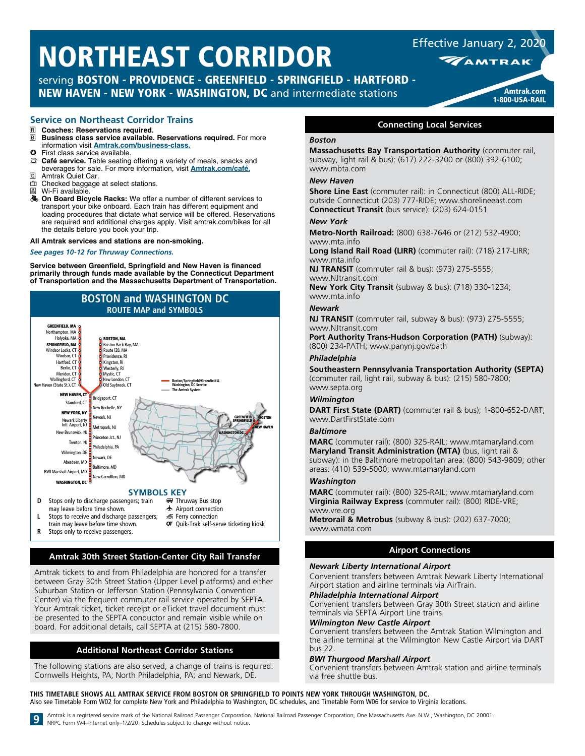# NORTHEAST CORRIDOR

Effective January 2, 2020

AMTRAK

serving **BOSTON - PROVIDENCE - GREENFIELD - SPRINGFIELD - HARTFORD - NEW HAVEN - NEW YORK - WASHINGTON, DC** and intermediate stations

Amtrak.com
1-800-USA-RAIL

## Service on Northeast Corridor Trains

- **Coaches: Reservations required.**
- **Business class service available. Reservations required.** For more information visit **Amtrak.com/business-class.**
- First class service available.
- **Café service.** Table seating offering a variety of meals, snacks and beverages for sale. For more information, visit **Amtrak.com/café.**
- Amtrak Quiet Car.
- Checked baggage at select stations.
- Wi-Fi available.
- **On Board Bicycle Racks:** We offer a number of different services to transport your bike onboard. Each train has different equipment and loading procedures that dictate what service will be offered. Reservations are required and additional charges apply. Visit amtrak.com/bikes for all the details before you book your trip.

**All Amtrak services and stations are non-smoking.**

*See pages 10-12 for Thruway Connections.*

**Service between Greenfield, Springfield and New Haven is financed primarily through funds made available by the Connecticut Department of Transportation and the Massachusetts Department of Transportation.**

## BOSTON and WASHINGTON DC
### ROUTE MAP and SYMBOLS

GREENFIELD, MA — Northampton, MA — Holyoke, MA — SPRINGFIELD, MA — Windsor Locks, CT — Windsor, CT — Hartford, CT — Berlin, CT — Meriden, CT — Wallingford, CT — New Haven (State St.), CT

BOSTON, MA — Boston Back Bay, MA — Route 128, MA — Providence, RI — Kingston, RI — Westerly, RI — Mystic, CT — New London, CT — Old Saybrook, CT

NEW HAVEN, CT — Bridgeport, CT — Stamford, CT — New Rochelle, NY — NEW YORK, NY — Newark, NJ — Newark Liberty Intl. Airport, NJ — Metropark, NJ — New Brunswick, NJ — Princeton Jct., NJ — Trenton, NJ — Philadelphia, PA — Wilmington, DE — Newark, DE — Aberdeen, MD — Baltimore, MD — BWI Marshall Airport, MD — New Carrollton, MD — WASHINGTON, DC

Boston/Springfield/Greenfield & Washington, DC Service
The Amtrak System

### SYMBOLS KEY

- **D** Stops only to discharge passengers; train may leave before time shown.
- **L** Stops to receive and discharge passengers; train may leave before time shown.
- **R** Stops only to receive passengers.
- Thruway Bus stop
- Airport connection
- Ferry connection
- **QT** Quik-Trak self-serve ticketing kiosk

## Amtrak 30th Street Station-Center City Rail Transfer

Amtrak tickets to and from Philadelphia are honored for a transfer between Gray 30th Street Station (Upper Level platforms) and either Suburban Station or Jefferson Station (Pennsylvania Convention Center) via the frequent commuter rail service operated by SEPTA. Your Amtrak ticket, ticket receipt or eTicket travel document must be presented to the SEPTA conductor and remain visible while on board. For additional details, call SEPTA at (215) 580-7800.

## Additional Northeast Corridor Stations

The following stations are also served, a change of trains is required: Cornwells Heights, PA; North Philadelphia, PA; and Newark, DE.

## Connecting Local Services

### *Boston*

**Massachusetts Bay Transportation Authority** (commuter rail, subway, light rail & bus): (617) 222-3200 or (800) 392-6100; www.mbta.com

### *New Haven*

**Shore Line East** (commuter rail): in Connecticut (800) ALL-RIDE; outside Connecticut (203) 777-RIDE; www.shorelineeast.com
**Connecticut Transit** (bus service): (203) 624-0151

### *New York*

**Metro-North Railroad:** (800) 638-7646 or (212) 532-4900; www.mta.info
**Long Island Rail Road (LIRR)** (commuter rail): (718) 217-LIRR; www.mta.info
**NJ TRANSIT** (commuter rail & bus): (973) 275-5555; www.NJtransit.com
**New York City Transit** (subway & bus): (718) 330-1234; www.mta.info

### *Newark*

**NJ TRANSIT** (commuter rail, subway & bus): (973) 275-5555; www.NJtransit.com
**Port Authority Trans-Hudson Corporation (PATH)** (subway): (800) 234-PATH; www.panynj.gov/path

### *Philadelphia*

**Southeastern Pennsylvania Transportation Authority (SEPTA)** (commuter rail, light rail, subway & bus): (215) 580-7800; www.septa.org

### *Wilmington*

**DART First State (DART)** (commuter rail & bus); 1-800-652-DART; www.DartFirstState.com

### *Baltimore*

**MARC** (commuter rail): (800) 325-RAIL; www.mtamaryland.com
**Maryland Transit Administration (MTA)** (bus, light rail & subway): in the Baltimore metropolitan area: (800) 543-9809; other areas: (410) 539-5000; www.mtamaryland.com

### *Washington*

**MARC** (commuter rail): (800) 325-RAIL; www.mtamaryland.com
**Virginia Railway Express** (commuter rail): (800) RIDE-VRE; www.vre.org
**Metrorail & Metrobus** (subway & bus): (202) 637-7000; www.wmata.com

## Airport Connections

***Newark Liberty International Airport***
Convenient transfers between Amtrak Newark Liberty International Airport station and airline terminals via AirTrain.

***Philadelphia International Airport***
Convenient transfers between Gray 30th Street station and airline terminals via SEPTA Airport Line trains.

***Wilmington New Castle Airport***
Convenient transfers between the Amtrak Station Wilmington and the airline terminal at the Wilmington New Castle Airport via DART bus 22.

***BWI Thurgood Marshall Airport***
Convenient transfers between Amtrak station and airline terminals via free shuttle bus.

**THIS TIMETABLE SHOWS ALL AMTRAK SERVICE FROM BOSTON OR SPRINGFIELD TO POINTS NEW YORK THROUGH WASHINGTON, DC.**
Also see Timetable Form W02 for complete New York and Philadelphia to Washington, DC schedules, and Timetable Form W06 for service to Virginia locations.

Amtrak is a registered service mark of the National Railroad Passenger Corporation. National Railroad Passenger Corporation, One Massachusetts Ave. N.W., Washington, DC 20001.
NRPC Form W4–Internet only–1/2/20. Schedules subject to change without notice.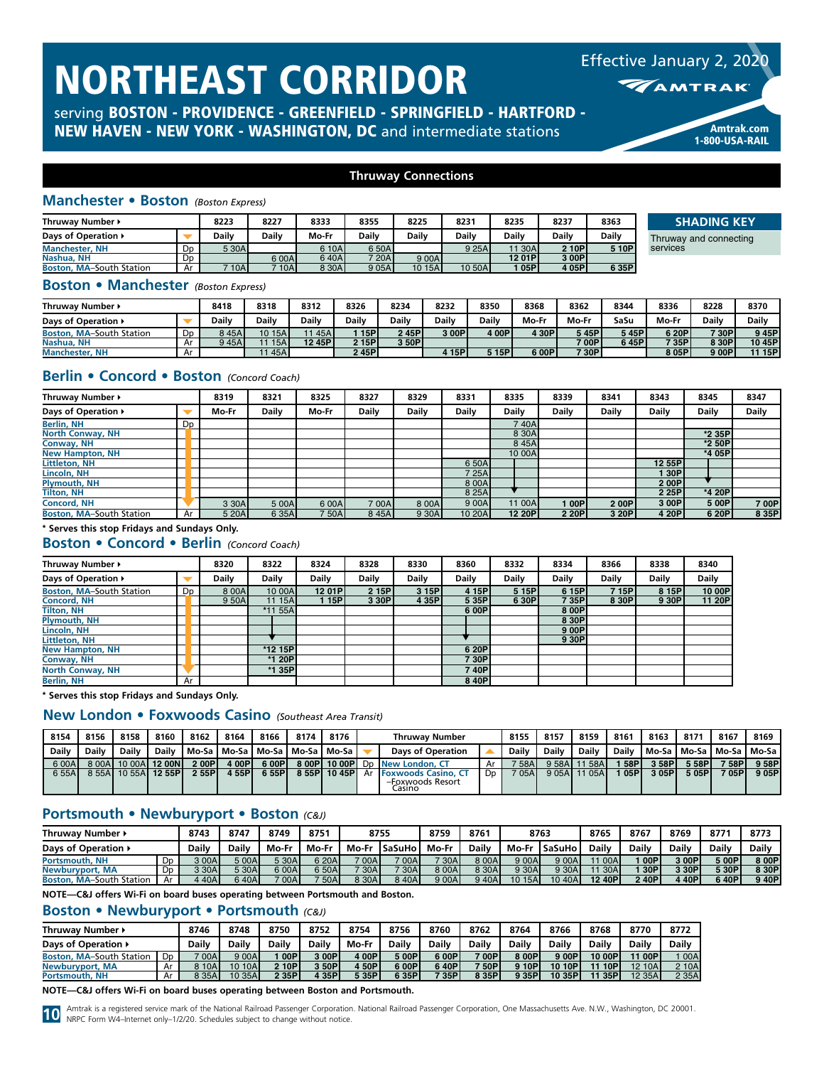# NORTHEAST CORRIDOR

serving **BOSTON - PROVIDENCE - GREENFIELD - SPRINGFIELD - HARTFORD - NEW HAVEN - NEW YORK - WASHINGTON, DC** and intermediate stations

Effective January 2, 2020

AMTRAK

Amtrak.com
1-800-USA-RAIL

## Thruway Connections

### Manchester • Boston *(Boston Express)*

| Thruway Number ▸ | | 8223 | 8227 | 8333 | 8355 | 8225 | 8231 | 8235 | 8237 | 8363 |
|---|---|---|---|---|---|---|---|---|---|---|
| Days of Operation ▸ | | Daily | Daily | Mo-Fr | Daily | Daily | Daily | Daily | Daily | Daily |
| Manchester, NH | Dp | 5 30A | | 6 10A | 6 50A | | 9 25A | 11 30A | 2 10P | 5 10P |
| Nashua, NH | Dp | | 6 00A | 6 40A | 7 20A | 9 00A | | 12 01P | 3 00P | |
| Boston, MA–South Station | Ar | 7 10A | 7 10A | 8 30A | 9 05A | 10 15A | 10 50A | 1 05P | 4 05P | 6 35P |

**SHADING KEY**

Thruway and connecting services

### Boston • Manchester *(Boston Express)*

| Thruway Number ▸ | | 8418 | 8318 | 8312 | 8326 | 8234 | 8232 | 8350 | 8368 | 8362 | 8344 | 8336 | 8228 | 8370 |
|---|---|---|---|---|---|---|---|---|---|---|---|---|---|---|
| Days of Operation ▸ | | Daily | Daily | Daily | Daily | Daily | Daily | Daily | Mo-Fr | Mo-Fr | SaSu | Mo-Fr | Daily | Daily |
| Boston, MA–South Station | Dp | 8 45A | 10 15A | 11 45A | 1 15P | 2 45P | 3 00P | 4 00P | 4 30P | 5 45P | 5 45P | 6 20P | 7 30P | 9 45P |
| Nashua, NH | Ar | 9 45A | 11 15A | 12 45P | 2 15P | 3 50P | | | | 7 00P | 6 45P | 7 35P | 8 30P | 10 45P |
| Manchester, NH | Ar | | 11 45A | | 2 45P | | 4 15P | 5 15P | 6 00P | 7 30P | | 8 05P | 9 00P | 11 15P |

### Berlin • Concord • Boston *(Concord Coach)*

| Thruway Number ▸ | | 8319 | 8321 | 8325 | 8327 | 8329 | 8331 | 8335 | 8339 | 8341 | 8343 | 8345 | 8347 |
|---|---|---|---|---|---|---|---|---|---|---|---|---|---|
| Days of Operation ▸ | | Mo-Fr | Daily | Mo-Fr | Daily | Daily | Daily | Daily | Daily | Daily | Daily | Daily | Daily |
| Berlin, NH | Dp | | | | | | | 7 40A | | | | | |
| North Conway, NH | | | | | | | | 8 30A | | | | *2 35P | |
| Conway, NH | | | | | | | | 8 45A | | | | *2 50P | |
| New Hampton, NH | | | | | | | | 10 00A | | | | *4 05P | |
| Littleton, NH | | | | | | | 6 50A | ↓ | | | 12 55P | ↓ | |
| Lincoln, NH | | | | | | | 7 25A | ↓ | | | 1 30P | ↓ | |
| Plymouth, NH | | | | | | | 8 00A | ↓ | | | 2 00P | ↓ | |
| Tilton, NH | | | | | | | 8 25A | ↓ | | | 2 25P | *4 20P | |
| Concord, NH | | 3 30A | 5 00A | 6 00A | 7 00A | 8 00A | 9 00A | 11 00A | 1 00P | 2 00P | 3 00P | 5 00P | 7 00P |
| Boston, MA–South Station | Ar | 5 20A | 6 35A | 7 50A | 8 45A | 9 30A | 10 20A | 12 20P | 2 20P | 3 20P | 4 20P | 6 20P | 8 35P |

**\* Serves this stop Fridays and Sundays Only.**

### Boston • Concord • Berlin *(Concord Coach)*

| Thruway Number ▸ | | 8320 | 8322 | 8324 | 8328 | 8330 | 8360 | 8332 | 8334 | 8366 | 8338 | 8340 |
|---|---|---|---|---|---|---|---|---|---|---|---|---|
| Days of Operation ▸ | | Daily | Daily | Daily | Daily | Daily | Daily | Daily | Daily | Daily | Daily | Daily |
| Boston, MA–South Station | Dp | 8 00A | 10 00A | 12 01P | 2 15P | 3 15P | 4 15P | 5 15P | 6 15P | 7 15P | 8 15P | 10 00P |
| Concord, NH | | 9 50A | 11 15A | 1 15P | 3 30P | 4 35P | 5 35P | 6 30P | 7 35P | 8 30P | 9 30P | 11 20P |
| Tilton, NH | | | *11 55A | | | | 6 00P | | 8 00P | | | |
| Plymouth, NH | | | ↓ | | | | ↓ | | 8 30P | | | |
| Lincoln, NH | | | ↓ | | | | ↓ | | 9 00P | | | |
| Littleton, NH | | | ↓ | | | | ↓ | | 9 30P | | | |
| New Hampton, NH | | | *12 15P | | | | 6 20P | | | | | |
| Conway, NH | | | *1 20P | | | | 7 30P | | | | | |
| North Conway, NH | | | *1 35P | | | | 7 40P | | | | | |
| Berlin, NH | Ar | | | | | | 8 40P | | | | | |

**\* Serves this stop Fridays and Sundays Only.**

### New London • Foxwoods Casino *(Southeast Area Transit)*

| 8154 | 8156 | 8158 | 8160 | 8162 | 8164 | 8166 | 8174 | 8176 | | Thruway Number | | 8155 | 8157 | 8159 | 8161 | 8163 | 8171 | 8167 | 8169 |
|---|---|---|---|---|---|---|---|---|---|---|---|---|---|---|---|---|---|---|---|
| Daily | Daily | Daily | Daily | Mo-Sa | Mo-Sa | Mo-Sa | Mo-Sa | Mo-Sa | | Days of Operation | | Daily | Daily | Daily | Daily | Mo-Sa | Mo-Sa | Mo-Sa | Mo-Sa |
| 6 00A | 8 00A | 10 00A | 12 00N | 2 00P | 4 00P | 6 00P | 8 00P | 10 00P | Dp | New London, CT | Ar | 7 58A | 9 58A | 11 58A | 1 58P | 3 58P | 5 58P | 7 58P | 9 58P |
| 6 55A | 8 55A | 10 55A | 12 55P | 2 55P | 4 55P | 6 55P | 8 55P | 10 45P | Ar | Foxwoods Casino, CT –Foxwoods Resort Casino | Dp | 7 05A | 9 05A | 11 05A | 1 05P | 3 05P | 5 05P | 7 05P | 9 05P |

### Portsmouth • Newburyport • Boston *(C&J)*

| Thruway Number ▸ | | 8743 | 8747 | 8749 | 8751 | 8755 | | 8759 | 8761 | 8763 | | 8765 | 8767 | 8769 | 8771 | 8773 |
|---|---|---|---|---|---|---|---|---|---|---|---|---|---|---|---|---|
| Days of Operation ▸ | | Daily | Daily | Mo-Fr | Mo-Fr | Mo-Fr | SaSuHo | Mo-Fr | Daily | Mo-Fr | SaSuHo | Daily | Daily | Daily | Daily | Daily |
| Portsmouth, NH | Dp | 3 00A | 5 00A | 5 30A | 6 20A | 7 00A | 7 00A | 7 30A | 8 00A | 9 00A | 9 00A | 11 00A | 1 00P | 3 00P | 5 00P | 8 00P |
| Newburyport, MA | Dp | 3 30A | 5 30A | 6 00A | 6 50A | 7 30A | 7 30A | 8 00A | 8 30A | 9 30A | 9 30A | 11 30A | 1 30P | 3 30P | 5 30P | 8 30P |
| Boston, MA–South Station | Ar | 4 40A | 6 40A | 7 00A | 7 50A | 8 30A | 8 40A | 9 00A | 9 40A | 10 15A | 10 40A | 12 40P | 2 40P | 4 40P | 6 40P | 9 40P |

**NOTE—C&J offers Wi-Fi on board buses operating between Portsmouth and Boston.**

### Boston • Newburyport • Portsmouth *(C&J)*

| Thruway Number ▸ | | 8746 | 8748 | 8750 | 8752 | 8754 | 8756 | 8760 | 8762 | 8764 | 8766 | 8768 | 8770 | 8772 |
|---|---|---|---|---|---|---|---|---|---|---|---|---|---|---|
| Days of Operation ▸ | | Daily | Daily | Daily | Daily | Mo-Fr | Daily | Daily | Daily | Daily | Daily | Daily | Daily | Daily |
| Boston, MA–South Station | Dp | 7 00A | 9 00A | 1 00P | 3 00P | 4 00P | 5 00P | 6 00P | 7 00P | 8 00P | 9 00P | 10 00P | 11 00P | 1 00A |
| Newburyport, MA | Ar | 8 10A | 10 10A | 2 10P | 3 50P | 4 50P | 6 00P | 6 40P | 7 50P | 9 10P | 10 10P | 11 10P | 12 10A | 2 10A |
| Portsmouth, NH | Ar | 8 35A | 10 35A | 2 35P | 4 35P | 5 35P | 6 35P | 7 35P | 8 35P | 9 35P | 10 35P | 11 35P | 12 35A | 2 35A |

**NOTE—C&J offers Wi-Fi on board buses operating between Boston and Portsmouth.**

Amtrak is a registered service mark of the National Railroad Passenger Corporation. National Railroad Passenger Corporation, One Massachusetts Ave. N.W., Washington, DC 20001. NRPC Form W4–Internet only–1/2/20. Schedules subject to change without notice.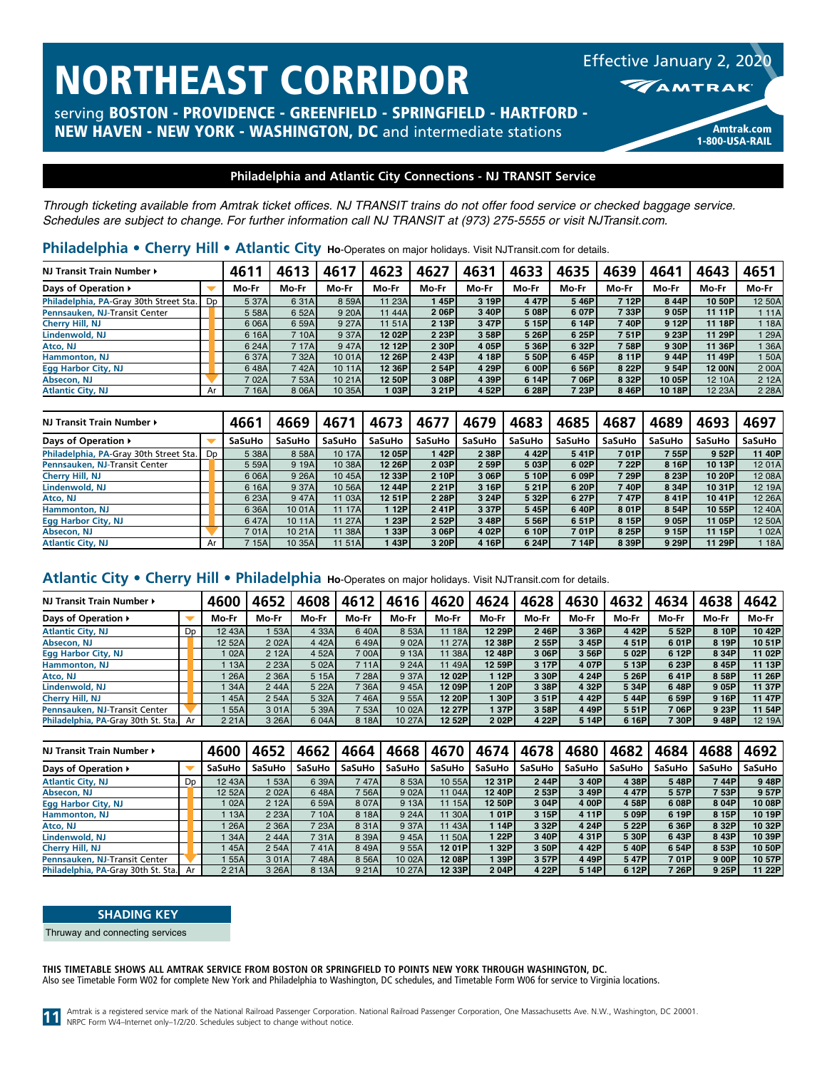# NORTHEAST CORRIDOR

serving **BOSTON - PROVIDENCE - GREENFIELD - SPRINGFIELD - HARTFORD - NEW HAVEN - NEW YORK - WASHINGTON, DC** and intermediate stations

Effective January 2, 2020

AMTRAK

Amtrak.com
1-800-USA-RAIL

## Philadelphia and Atlantic City Connections - NJ TRANSIT Service

*Through ticketing available from Amtrak ticket offices. NJ TRANSIT trains do not offer food service or checked baggage service. Schedules are subject to change. For further information call NJ TRANSIT at (973) 275-5555 or visit NJTransit.com.*

### Philadelphia • Cherry Hill • Atlantic City **Ho**-Operates on major holidays. Visit NJTransit.com for details.

| NJ Transit Train Number ▸ | | 4611 | 4613 | 4617 | 4623 | 4627 | 4631 | 4633 | 4635 | 4639 | 4641 | 4643 | 4651 |
|---|---|---|---|---|---|---|---|---|---|---|---|---|---|
| Days of Operation ▸ | | Mo-Fr | Mo-Fr | Mo-Fr | Mo-Fr | Mo-Fr | Mo-Fr | Mo-Fr | Mo-Fr | Mo-Fr | Mo-Fr | Mo-Fr | Mo-Fr |
| Philadelphia, PA-Gray 30th Street Sta. | Dp | 5 37A | 6 31A | 8 59A | 11 23A | **1 45P** | **3 19P** | **4 47P** | **5 46P** | **7 12P** | **8 44P** | **10 50P** | 12 50A |
| Pennsauken, NJ-Transit Center | | 5 58A | 6 52A | 9 20A | 11 44A | **2 06P** | **3 40P** | **5 08P** | **6 07P** | **7 33P** | **9 05P** | **11 11P** | 1 11A |
| Cherry Hill, NJ | | 6 06A | 6 59A | 9 27A | 11 51A | **2 13P** | **3 47P** | **5 15P** | **6 14P** | **7 40P** | **9 12P** | **11 18P** | 1 18A |
| Lindenwold, NJ | | 6 16A | 7 10A | 9 37A | **12 02P** | **2 23P** | **3 58P** | **5 26P** | **6 25P** | **7 51P** | **9 23P** | **11 29P** | 1 29A |
| Atco, NJ | | 6 24A | 7 17A | 9 47A | **12 12P** | **2 30P** | **4 05P** | **5 36P** | **6 32P** | **7 58P** | **9 30P** | **11 36P** | 1 36A |
| Hammonton, NJ | | 6 37A | 7 32A | 10 01A | **12 26P** | **2 43P** | **4 18P** | **5 50P** | **6 45P** | **8 11P** | **9 44P** | **11 49P** | 1 50A |
| Egg Harbor City, NJ | | 6 48A | 7 42A | 10 11A | **12 36P** | **2 54P** | **4 29P** | **6 00P** | **6 56P** | **8 22P** | **9 54P** | **12 00N** | 2 00A |
| Absecon, NJ | | 7 02A | 7 53A | 10 21A | **12 50P** | **3 08P** | **4 39P** | **6 14P** | **7 06P** | **8 32P** | **10 05P** | 12 10A | 2 12A |
| Atlantic City, NJ | Ar | 7 16A | 8 06A | 10 35A | **1 03P** | **3 21P** | **4 52P** | **6 28P** | **7 23P** | **8 46P** | **10 18P** | 12 23A | 2 28A |

| NJ Transit Train Number ▸ | | 4661 | 4669 | 4671 | 4673 | 4677 | 4679 | 4683 | 4685 | 4687 | 4689 | 4693 | 4697 |
|---|---|---|---|---|---|---|---|---|---|---|---|---|---|
| Days of Operation ▸ | | SaSuHo | SaSuHo | SaSuHo | SaSuHo | SaSuHo | SaSuHo | SaSuHo | SaSuHo | SaSuHo | SaSuHo | SaSuHo | SaSuHo |
| Philadelphia, PA-Gray 30th Street Sta. | Dp | 5 38A | 8 58A | 10 17A | **12 05P** | **1 42P** | **2 38P** | **4 42P** | **5 41P** | **7 01P** | **7 55P** | **9 52P** | **11 40P** |
| Pennsauken, NJ-Transit Center | | 5 59A | 9 19A | 10 38A | **12 26P** | **2 03P** | **2 59P** | **5 03P** | **6 02P** | **7 22P** | **8 16P** | **10 13P** | 12 01A |
| Cherry Hill, NJ | | 6 06A | 9 26A | 10 45A | **12 33P** | **2 10P** | **3 06P** | **5 10P** | **6 09P** | **7 29P** | **8 23P** | **10 20P** | 12 08A |
| Lindenwold, NJ | | 6 16A | 9 37A | 10 56A | **12 44P** | **2 21P** | **3 16P** | **5 21P** | **6 20P** | **7 40P** | **8 34P** | **10 31P** | 12 19A |
| Atco, NJ | | 6 23A | 9 47A | 11 03A | **12 51P** | **2 28P** | **3 24P** | **5 32P** | **6 27P** | **7 47P** | **8 41P** | **10 41P** | 12 26A |
| Hammonton, NJ | | 6 36A | 10 01A | 11 17A | **1 12P** | **2 41P** | **3 37P** | **5 45P** | **6 40P** | **8 01P** | **8 54P** | **10 55P** | 12 40A |
| Egg Harbor City, NJ | | 6 47A | 10 11A | 11 27A | **1 23P** | **2 52P** | **3 48P** | **5 56P** | **6 51P** | **8 15P** | **9 05P** | **11 05P** | 12 50A |
| Absecon, NJ | | 7 01A | 10 21A | 11 38A | **1 33P** | **3 06P** | **4 02P** | **6 10P** | **7 01P** | **8 25P** | **9 15P** | **11 15P** | 1 02A |
| Atlantic City, NJ | Ar | 7 15A | 10 35A | 11 51A | **1 43P** | **3 20P** | **4 16P** | **6 24P** | **7 14P** | **8 39P** | **9 29P** | **11 29P** | 1 18A |

### Atlantic City • Cherry Hill • Philadelphia **Ho**-Operates on major holidays. Visit NJTransit.com for details.

| NJ Transit Train Number ▸ | | 4600 | 4652 | 4608 | 4612 | 4616 | 4620 | 4624 | 4628 | 4630 | 4632 | 4634 | 4638 | 4642 |
|---|---|---|---|---|---|---|---|---|---|---|---|---|---|---|
| Days of Operation ▸ | | Mo-Fr | Mo-Fr | Mo-Fr | Mo-Fr | Mo-Fr | Mo-Fr | Mo-Fr | Mo-Fr | Mo-Fr | Mo-Fr | Mo-Fr | Mo-Fr | Mo-Fr |
| Atlantic City, NJ | Dp | 12 43A | 1 53A | 4 33A | 6 40A | 8 53A | 11 18A | **12 29P** | **2 46P** | **3 36P** | **4 42P** | **5 52P** | **8 10P** | **10 42P** |
| Absecon, NJ | | 12 52A | 2 02A | 4 42A | 6 49A | 9 02A | 11 27A | **12 38P** | **2 55P** | **3 45P** | **4 51P** | **6 01P** | **8 19P** | **10 51P** |
| Egg Harbor City, NJ | | 1 02A | 2 12A | 4 52A | 7 00A | 9 13A | 11 38A | **12 48P** | **3 06P** | **3 56P** | **5 02P** | **6 12P** | **8 34P** | **11 02P** |
| Hammonton, NJ | | 1 13A | 2 23A | 5 02A | 7 11A | 9 24A | 11 49A | **12 59P** | **3 17P** | **4 07P** | **5 13P** | **6 23P** | **8 45P** | **11 13P** |
| Atco, NJ | | 1 26A | 2 36A | 5 15A | 7 28A | 9 37A | **12 02P** | **1 12P** | **3 30P** | **4 24P** | **5 26P** | **6 41P** | **8 58P** | **11 26P** |
| Lindenwold, NJ | | 1 34A | 2 44A | 5 22A | 7 36A | 9 45A | **12 09P** | **1 20P** | **3 38P** | **4 32P** | **5 34P** | **6 48P** | **9 05P** | **11 37P** |
| Cherry Hill, NJ | | 1 45A | 2 54A | 5 32A | 7 46A | 9 55A | **12 20P** | **1 30P** | **3 51P** | **4 42P** | **5 44P** | **6 59P** | **9 16P** | **11 47P** |
| Pennsauken, NJ-Transit Center | | 1 55A | 3 01A | 5 39A | 7 53A | 10 02A | **12 27P** | **1 37P** | **3 58P** | **4 49P** | **5 51P** | **7 06P** | **9 23P** | **11 54P** |
| Philadelphia, PA-Gray 30th St. Sta. | Ar | 2 21A | 3 26A | 6 04A | 8 18A | 10 27A | **12 52P** | **2 02P** | **4 22P** | **5 14P** | **6 16P** | **7 30P** | **9 48P** | 12 19A |

| NJ Transit Train Number ▸ | | 4600 | 4652 | 4662 | 4664 | 4668 | 4670 | 4674 | 4678 | 4680 | 4682 | 4684 | 4688 | 4692 |
|---|---|---|---|---|---|---|---|---|---|---|---|---|---|---|
| Days of Operation ▸ | | SaSuHo | SaSuHo | SaSuHo | SaSuHo | SaSuHo | SaSuHo | SaSuHo | SaSuHo | SaSuHo | SaSuHo | SaSuHo | SaSuHo | SaSuHo |
| Atlantic City, NJ | Dp | 12 43A | 1 53A | 6 39A | 7 47A | 8 53A | 10 55A | **12 31P** | **2 44P** | **3 40P** | **4 38P** | **5 48P** | **7 44P** | **9 48P** |
| Absecon, NJ | | 12 52A | 2 02A | 6 48A | 7 56A | 9 02A | 11 04A | **12 40P** | **2 53P** | **3 49P** | **4 47P** | **5 57P** | **7 53P** | **9 57P** |
| Egg Harbor City, NJ | | 1 02A | 2 12A | 6 59A | 8 07A | 9 13A | 11 15A | **12 50P** | **3 04P** | **4 00P** | **4 58P** | **6 08P** | **8 04P** | **10 08P** |
| Hammonton, NJ | | 1 13A | 2 23A | 7 10A | 8 18A | 9 24A | 11 30A | **1 01P** | **3 15P** | **4 11P** | **5 09P** | **6 19P** | **8 15P** | **10 19P** |
| Atco, NJ | | 1 26A | 2 36A | 7 23A | 8 31A | 9 37A | 11 43A | **1 14P** | **3 32P** | **4 24P** | **5 22P** | **6 36P** | **8 32P** | **10 32P** |
| Lindenwold, NJ | | 1 34A | 2 44A | 7 31A | 8 39A | 9 45A | 11 50A | **1 22P** | **3 40P** | **4 31P** | **5 30P** | **6 43P** | **8 43P** | **10 39P** |
| Cherry Hill, NJ | | 1 45A | 2 54A | 7 41A | 8 49A | 9 55A | **12 01P** | **1 32P** | **3 50P** | **4 42P** | **5 40P** | **6 54P** | **8 53P** | **10 50P** |
| Pennsauken, NJ-Transit Center | | 1 55A | 3 01A | 7 48A | 8 56A | 10 02A | **12 08P** | **1 39P** | **3 57P** | **4 49P** | **5 47P** | **7 01P** | **9 00P** | **10 57P** |
| Philadelphia, PA-Gray 30th St. Sta. | Ar | 2 21A | 3 26A | 8 13A | 9 21A | 10 27A | **12 33P** | **2 04P** | **4 22P** | **5 14P** | **6 12P** | **7 26P** | **9 25P** | **11 22P** |

**SHADING KEY**

Thruway and connecting services

**THIS TIMETABLE SHOWS ALL AMTRAK SERVICE FROM BOSTON OR SPRINGFIELD TO POINTS NEW YORK THROUGH WASHINGTON, DC.**
Also see Timetable Form W02 for complete New York and Philadelphia to Washington, DC schedules, and Timetable Form W06 for service to Virginia locations.

Amtrak is a registered service mark of the National Railroad Passenger Corporation. National Railroad Passenger Corporation, One Massachusetts Ave. N.W., Washington, DC 20001.
NRPC Form W4–Internet only–1/2/20. Schedules subject to change without notice.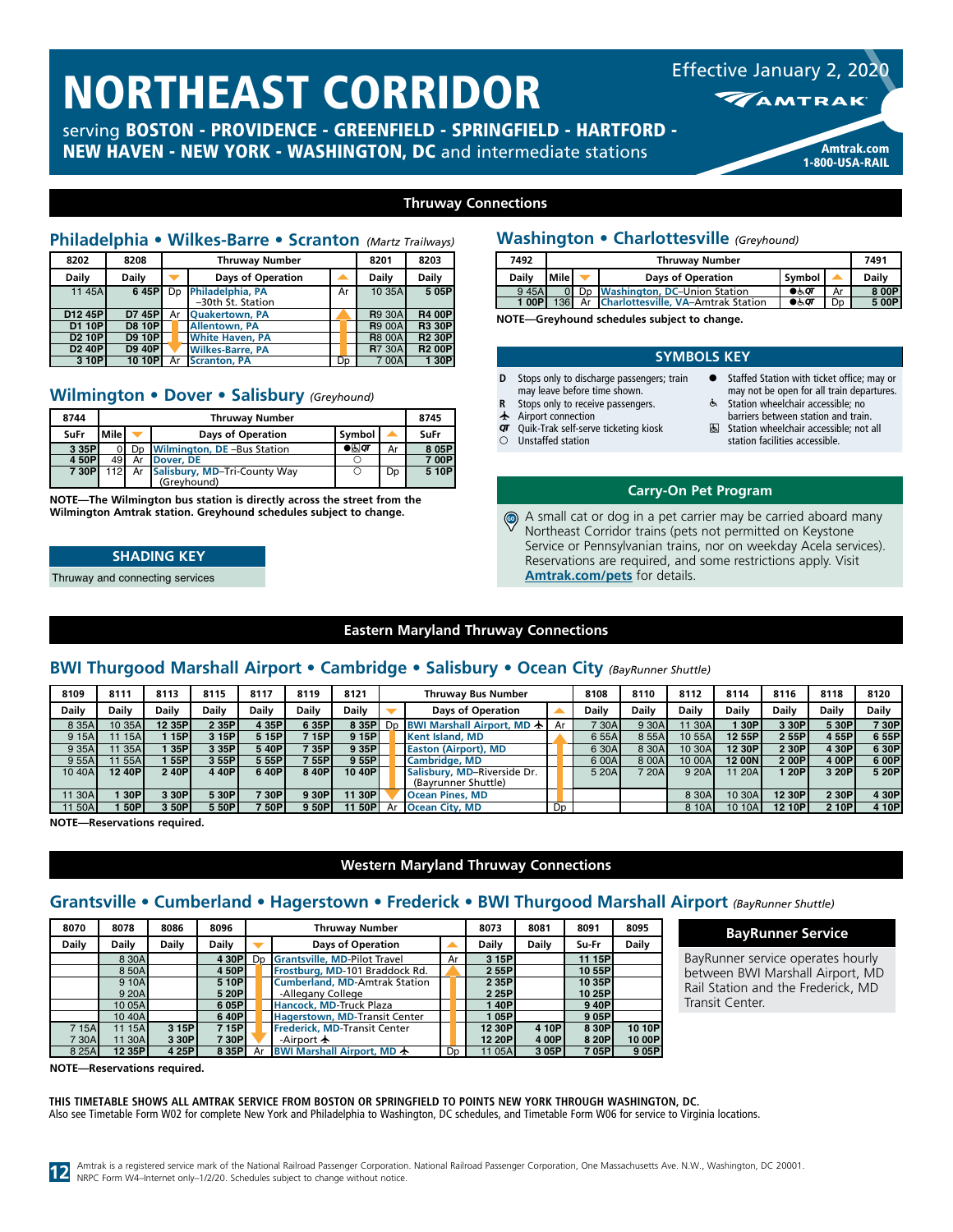# NORTHEAST CORRIDOR

serving **BOSTON - PROVIDENCE - GREENFIELD - SPRINGFIELD - HARTFORD - NEW HAVEN - NEW YORK - WASHINGTON, DC** and intermediate stations

Effective January 2, 2020

AMTRAK

Amtrak.com
1-800-USA-RAIL

## Thruway Connections

### Philadelphia • Wilkes-Barre • Scranton *(Martz Trailways)*

| 8202 | 8208 | | Thruway Number | | 8201 | 8203 |
|---|---|---|---|---|---|---|
| Daily | Daily | ▼ | Days of Operation | ▲ | Daily | Daily |
| 11 45A | 6 45P | Dp | Philadelphia, PA –30th St. Station | Ar | 10 35A | 5 05P |
| D12 45P | D7 45P | Ar | Quakertown, PA | | R9 30A | R4 00P |
| D1 10P | D8 10P | | Allentown, PA | | R9 00A | R3 30P |
| D2 10P | D9 10P | | White Haven, PA | | R8 00A | R2 30P |
| D2 40P | D9 40P | | Wilkes-Barre, PA | | R7 30A | R2 00P |
| 3 10P | 10 10P | Ar | Scranton, PA | Dp | 7 00A | 1 30P |

### Wilmington • Dover • Salisbury *(Greyhound)*

| 8744 | | | Thruway Number | | | 8745 |
|---|---|---|---|---|---|---|
| SuFr | Mile | ▼ | Days of Operation | Symbol | ▲ | SuFr |
| 3 35P | 0 | Dp | Wilmington, DE –Bus Station | ●♿QT | Ar | 8 05P |
| 4 50P | 49 | Ar | Dover, DE | ○ | | 7 00P |
| 7 30P | 112 | Ar | Salisbury, MD–Tri-County Way (Greyhound) | ○ | Dp | 5 10P |

**NOTE—The Wilmington bus station is directly across the street from the Wilmington Amtrak station. Greyhound schedules subject to change.**

### Washington • Charlottesville *(Greyhound)*

| 7492 | | | Thruway Number | | | 7491 |
|---|---|---|---|---|---|---|
| Daily | Mile | ▼ | Days of Operation | Symbol | ▲ | Daily |
| 9 45A | 0 | Dp | Washington, DC–Union Station | ●♿QT | Ar | 8 00P |
| 1 00P | 136 | Ar | Charlottesville, VA–Amtrak Station | ●♿QT | Dp | 5 00P |

**NOTE—Greyhound schedules subject to change.**

### SYMBOLS KEY

- **D** Stops only to discharge passengers; train may leave before time shown.
- **R** Stops only to receive passengers.
- ✈ Airport connection
- **QT** Quik-Trak self-serve ticketing kiosk
- ○ Unstaffed station
- ● Staffed Station with ticket office; may or may not be open for all train departures.
- ♿ Station wheelchair accessible; no barriers between station and train.
- Station wheelchair accessible; not all station facilities accessible.

### SHADING KEY

Thruway and connecting services

### Carry-On Pet Program

A small cat or dog in a pet carrier may be carried aboard many Northeast Corridor trains (pets not permitted on Keystone Service or Pennsylvanian trains, nor on weekday Acela services). Reservations are required, and some restrictions apply. Visit **Amtrak.com/pets** for details.

## Eastern Maryland Thruway Connections

### BWI Thurgood Marshall Airport • Cambridge • Salisbury • Ocean City *(BayRunner Shuttle)*

| 8109 | 8111 | 8113 | 8115 | 8117 | 8119 | 8121 | | Thruway Bus Number | | 8108 | 8110 | 8112 | 8114 | 8116 | 8118 | 8120 |
|---|---|---|---|---|---|---|---|---|---|---|---|---|---|---|---|---|
| Daily | Daily | Daily | Daily | Daily | Daily | Daily | ▼ | Days of Operation | ▲ | Daily | Daily | Daily | Daily | Daily | Daily | Daily |
| 8 35A | 10 35A | 12 35P | 2 35P | 4 35P | 6 35P | 8 35P | Dp | BWI Marshall Airport, MD ✈ | Ar | 7 30A | 9 30A | 11 30A | 1 30P | 3 30P | 5 30P | 7 30P |
| 9 15A | 11 15A | 1 15P | 3 15P | 5 15P | 7 15P | 9 15P | | Kent Island, MD | | 6 55A | 8 55A | 10 55A | 12 55P | 2 55P | 4 55P | 6 55P |
| 9 35A | 11 35A | 1 35P | 3 35P | 5 40P | 7 35P | 9 35P | | Easton (Airport), MD | | 6 30A | 8 30A | 10 30A | 12 30P | 2 30P | 4 30P | 6 30P |
| 9 55A | 11 55A | 1 55P | 3 55P | 5 55P | 7 55P | 9 55P | | Cambridge, MD | | 6 00A | 8 00A | 10 00A | 12 00N | 2 00P | 4 00P | 6 00P |
| 10 40A | 12 40P | 2 40P | 4 40P | 6 40P | 8 40P | 10 40P | | Salisbury, MD–Riverside Dr. (Bayrunner Shuttle) | | 5 20A | 7 20A | 9 20A | 11 20A | 1 20P | 3 20P | 5 20P |
| 11 30A | 1 30P | 3 30P | 5 30P | 7 30P | 9 30P | 11 30P | | Ocean Pines, MD | | | | 8 30A | 10 30A | 12 30P | 2 30P | 4 30P |
| 11 50A | 1 50P | 3 50P | 5 50P | 7 50P | 9 50P | 11 50P | Ar | Ocean City, MD | Dp | | | 8 10A | 10 10A | 12 10P | 2 10P | 4 10P |

**NOTE—Reservations required.**

## Western Maryland Thruway Connections

### Grantsville • Cumberland • Hagerstown • Frederick • BWI Thurgood Marshall Airport *(BayRunner Shuttle)*

| 8070 | 8078 | 8086 | 8096 | | Thruway Number | | 8073 | 8081 | 8091 | 8095 |
|---|---|---|---|---|---|---|---|---|---|---|
| Daily | Daily | Daily | Daily | ▼ | Days of Operation | ▲ | Daily | Daily | Su-Fr | Daily |
| | 8 30A | | 4 30P | Dp | Grantsville, MD-Pilot Travel | Ar | 3 15P | | 11 15P | |
| | 8 50A | | 4 50P | | Frostburg, MD-101 Braddock Rd. | | 2 55P | | 10 55P | |
| | 9 10A | | 5 10P | | Cumberland, MD-Amtrak Station -Allegany College | | 2 35P | | 10 35P | |
| | 9 20A | | 5 20P | | | | 2 25P | | 10 25P | |
| | 10 05A | | 6 05P | | Hancock, MD-Truck Plaza | | 1 40P | | 9 40P | |
| | 10 40A | | 6 40P | | Hagerstown, MD-Transit Center | | 1 05P | | 9 05P | |
| 7 15A | 11 15A | 3 15P | 7 15P | | Frederick, MD-Transit Center | | 12 30P | 4 10P | 8 30P | 10 10P |
| 7 30A | 11 30A | 3 30P | 7 30P | | -Airport ✈ | | 12 20P | 4 00P | 8 20P | 10 00P |
| 8 25A | 12 35P | 4 25P | 8 35P | Ar | BWI Marshall Airport, MD ✈ | Dp | 11 05A | 3 05P | 7 05P | 9 05P |

**NOTE—Reservations required.**

### BayRunner Service

BayRunner service operates hourly between BWI Marshall Airport, MD Rail Station and the Frederick, MD Transit Center.

**THIS TIMETABLE SHOWS ALL AMTRAK SERVICE FROM BOSTON OR SPRINGFIELD TO POINTS NEW YORK THROUGH WASHINGTON, DC.**
Also see Timetable Form W02 for complete New York and Philadelphia to Washington, DC schedules, and Timetable Form W06 for service to Virginia locations.

Amtrak is a registered service mark of the National Railroad Passenger Corporation. National Railroad Passenger Corporation, One Massachusetts Ave. N.W., Washington, DC 20001.
NRPC Form W4–Internet only–1/2/20. Schedules subject to change without notice.